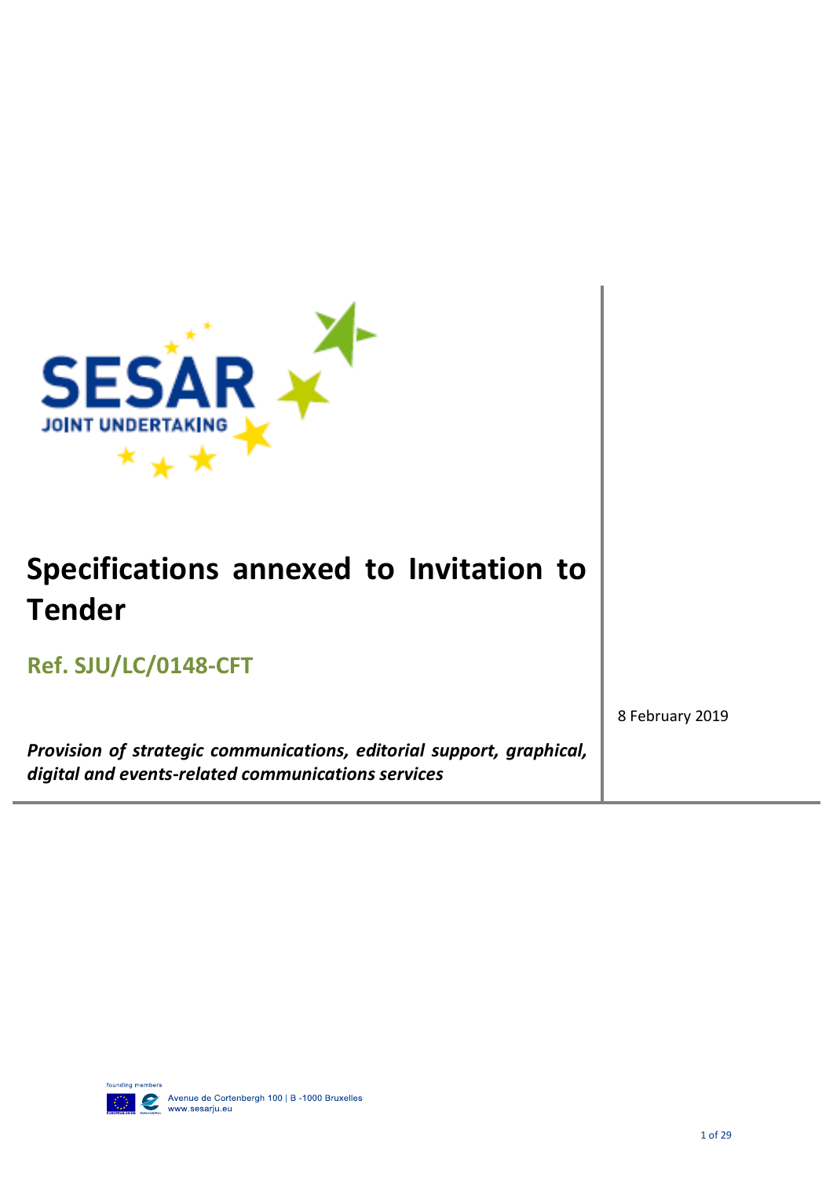# Specifications annexed to Invitation to Tender

## Ref. SJU/LC/0148-CFT

8 February 2019

***Provision of strategic communications, editorial support, graphical, digital and events-related communications services***

founding members

Avenue de Cortenbergh 100 | B -1000 Bruxelles
www.sesarju.eu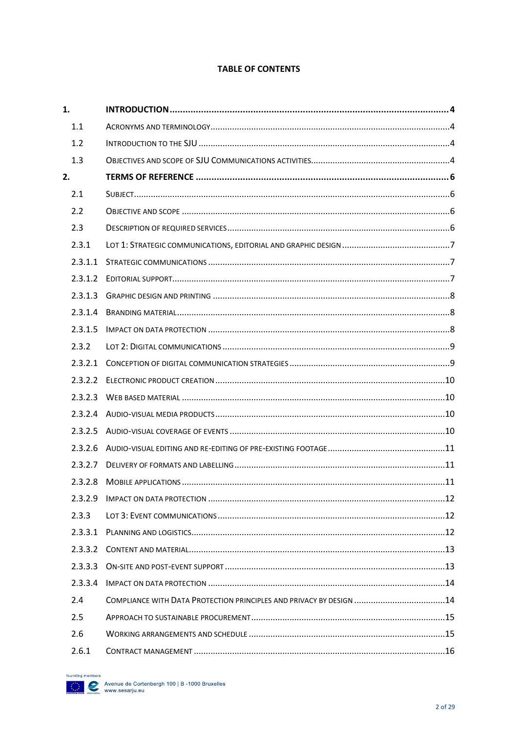**TABLE OF CONTENTS**

| | | |
|---|---|---|
| **1.** | **INTRODUCTION** | **4** |
| 1.1 | ACRONYMS AND TERMINOLOGY | 4 |
| 1.2 | INTRODUCTION TO THE SJU | 4 |
| 1.3 | OBJECTIVES AND SCOPE OF SJU COMMUNICATIONS ACTIVITIES | 4 |
| **2.** | **TERMS OF REFERENCE** | **6** |
| 2.1 | SUBJECT | 6 |
| 2.2 | OBJECTIVE AND SCOPE | 6 |
| 2.3 | DESCRIPTION OF REQUIRED SERVICES | 6 |
| 2.3.1 | LOT 1: STRATEGIC COMMUNICATIONS, EDITORIAL AND GRAPHIC DESIGN | 7 |
| 2.3.1.1 | STRATEGIC COMMUNICATIONS | 7 |
| 2.3.1.2 | EDITORIAL SUPPORT | 7 |
| 2.3.1.3 | GRAPHIC DESIGN AND PRINTING | 8 |
| 2.3.1.4 | BRANDING MATERIAL | 8 |
| 2.3.1.5 | IMPACT ON DATA PROTECTION | 8 |
| 2.3.2 | LOT 2: DIGITAL COMMUNICATIONS | 9 |
| 2.3.2.1 | CONCEPTION OF DIGITAL COMMUNICATION STRATEGIES | 9 |
| 2.3.2.2 | ELECTRONIC PRODUCT CREATION | 10 |
| 2.3.2.3 | WEB BASED MATERIAL | 10 |
| 2.3.2.4 | AUDIO-VISUAL MEDIA PRODUCTS | 10 |
| 2.3.2.5 | AUDIO-VISUAL COVERAGE OF EVENTS | 10 |
| 2.3.2.6 | AUDIO-VISUAL EDITING AND RE-EDITING OF PRE-EXISTING FOOTAGE | 11 |
| 2.3.2.7 | DELIVERY OF FORMATS AND LABELLING | 11 |
| 2.3.2.8 | MOBILE APPLICATIONS | 11 |
| 2.3.2.9 | IMPACT ON DATA PROTECTION | 12 |
| 2.3.3 | LOT 3: EVENT COMMUNICATIONS | 12 |
| 2.3.3.1 | PLANNING AND LOGISTICS | 12 |
| 2.3.3.2 | CONTENT AND MATERIAL | 13 |
| 2.3.3.3 | ON-SITE AND POST-EVENT SUPPORT | 13 |
| 2.3.3.4 | IMPACT ON DATA PROTECTION | 14 |
| 2.4 | COMPLIANCE WITH DATA PROTECTION PRINCIPLES AND PRIVACY BY DESIGN | 14 |
| 2.5 | APPROACH TO SUSTAINABLE PROCUREMENT | 15 |
| 2.6 | WORKING ARRANGEMENTS AND SCHEDULE | 15 |
| 2.6.1 | CONTRACT MANAGEMENT | 16 |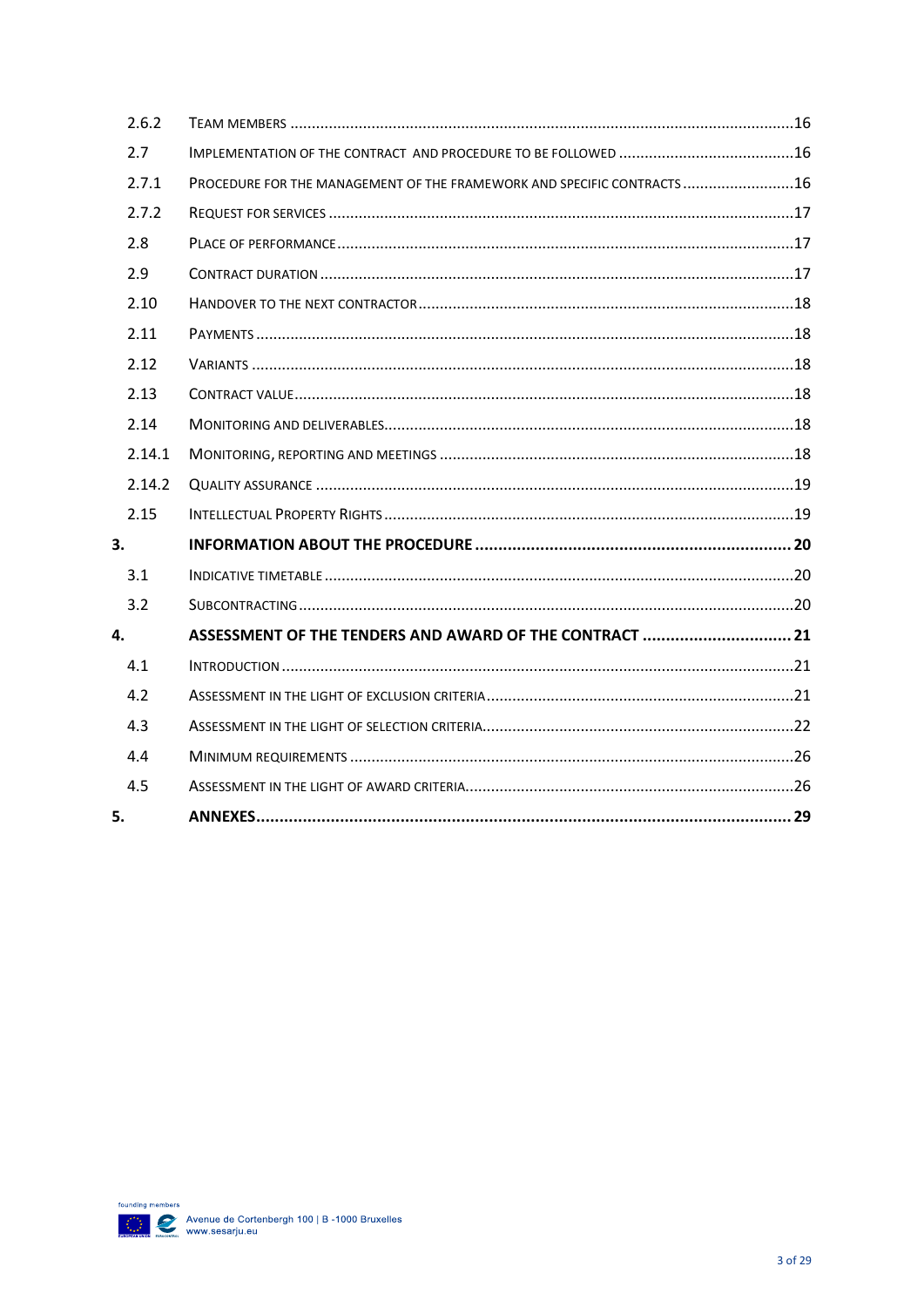| | | |
|---|---|---|
| 2.6.2 | Team members | 16 |
| 2.7 | Implementation of the contract and procedure to be followed | 16 |
| 2.7.1 | Procedure for the management of the framework and specific contracts | 16 |
| 2.7.2 | Request for services | 17 |
| 2.8 | Place of performance | 17 |
| 2.9 | Contract duration | 17 |
| 2.10 | Handover to the next contractor | 18 |
| 2.11 | Payments | 18 |
| 2.12 | Variants | 18 |
| 2.13 | Contract value | 18 |
| 2.14 | Monitoring and deliverables | 18 |
| 2.14.1 | Monitoring, reporting and meetings | 18 |
| 2.14.2 | Quality assurance | 19 |
| 2.15 | Intellectual Property Rights | 19 |
| **3.** | **INFORMATION ABOUT THE PROCEDURE** | **20** |
| 3.1 | Indicative timetable | 20 |
| 3.2 | Subcontracting | 20 |
| **4.** | **ASSESSMENT OF THE TENDERS AND AWARD OF THE CONTRACT** | **21** |
| 4.1 | Introduction | 21 |
| 4.2 | Assessment in the light of exclusion criteria | 21 |
| 4.3 | Assessment in the light of selection criteria | 22 |
| 4.4 | Minimum requirements | 26 |
| 4.5 | Assessment in the light of award criteria | 26 |
| **5.** | **ANNEXES** | **29** |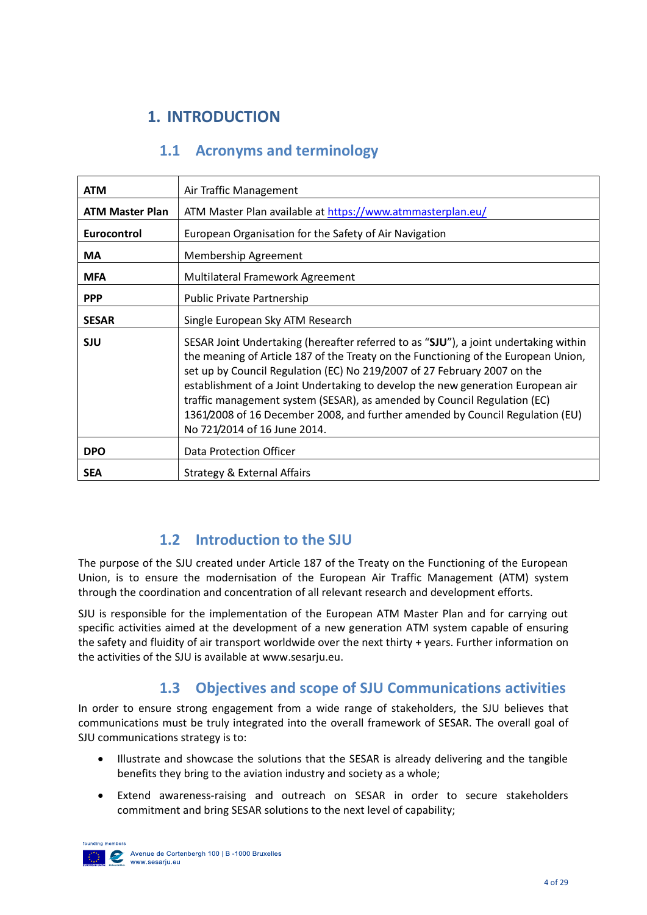# 1. INTRODUCTION

## 1.1 Acronyms and terminology

| | |
|---|---|
| **ATM** | Air Traffic Management |
| **ATM Master Plan** | ATM Master Plan available at https://www.atmmasterplan.eu/ |
| **Eurocontrol** | European Organisation for the Safety of Air Navigation |
| **MA** | Membership Agreement |
| **MFA** | Multilateral Framework Agreement |
| **PPP** | Public Private Partnership |
| **SESAR** | Single European Sky ATM Research |
| **SJU** | SESAR Joint Undertaking (hereafter referred to as "**SJU**"), a joint undertaking within the meaning of Article 187 of the Treaty on the Functioning of the European Union, set up by Council Regulation (EC) No 219/2007 of 27 February 2007 on the establishment of a Joint Undertaking to develop the new generation European air traffic management system (SESAR), as amended by Council Regulation (EC) 1361/2008 of 16 December 2008, and further amended by Council Regulation (EU) No 721/2014 of 16 June 2014. |
| **DPO** | Data Protection Officer |
| **SEA** | Strategy & External Affairs |

## 1.2 Introduction to the SJU

The purpose of the SJU created under Article 187 of the Treaty on the Functioning of the European Union, is to ensure the modernisation of the European Air Traffic Management (ATM) system through the coordination and concentration of all relevant research and development efforts.

SJU is responsible for the implementation of the European ATM Master Plan and for carrying out specific activities aimed at the development of a new generation ATM system capable of ensuring the safety and fluidity of air transport worldwide over the next thirty + years. Further information on the activities of the SJU is available at www.sesarju.eu.

## 1.3 Objectives and scope of SJU Communications activities

In order to ensure strong engagement from a wide range of stakeholders, the SJU believes that communications must be truly integrated into the overall framework of SESAR. The overall goal of SJU communications strategy is to:

- Illustrate and showcase the solutions that the SESAR is already delivering and the tangible benefits they bring to the aviation industry and society as a whole;
- Extend awareness-raising and outreach on SESAR in order to secure stakeholders commitment and bring SESAR solutions to the next level of capability;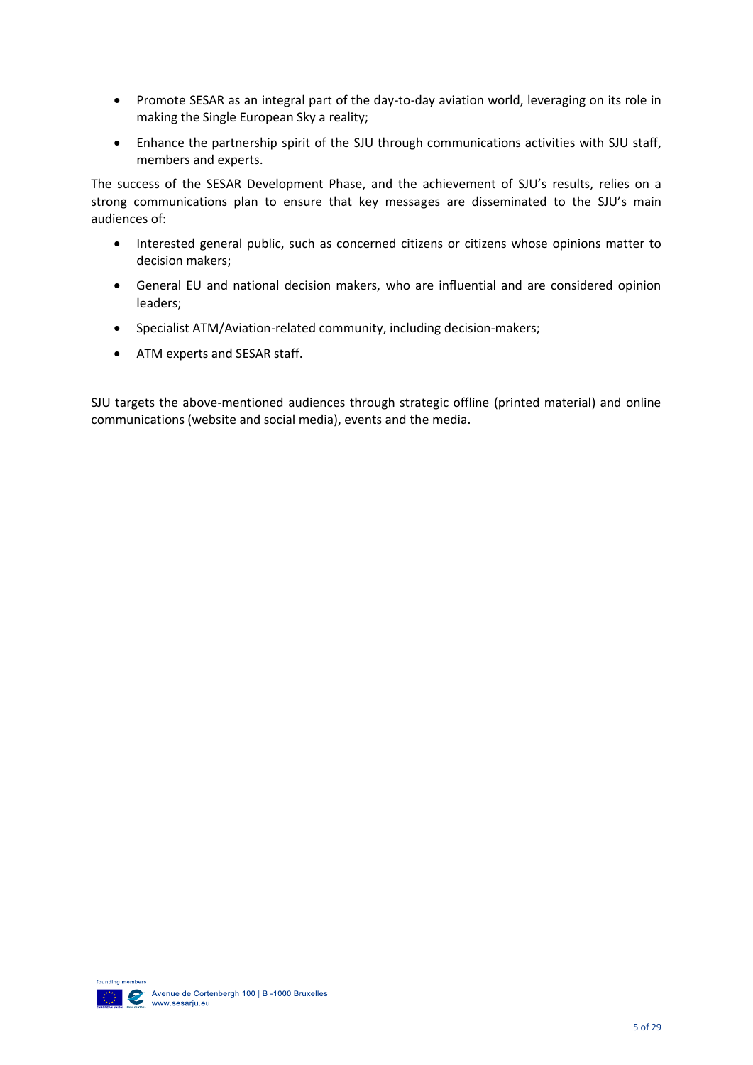- Promote SESAR as an integral part of the day-to-day aviation world, leveraging on its role in making the Single European Sky a reality;
- Enhance the partnership spirit of the SJU through communications activities with SJU staff, members and experts.

The success of the SESAR Development Phase, and the achievement of SJU's results, relies on a strong communications plan to ensure that key messages are disseminated to the SJU's main audiences of:

- Interested general public, such as concerned citizens or citizens whose opinions matter to decision makers;
- General EU and national decision makers, who are influential and are considered opinion leaders;
- Specialist ATM/Aviation-related community, including decision-makers;
- ATM experts and SESAR staff.

SJU targets the above-mentioned audiences through strategic offline (printed material) and online communications (website and social media), events and the media.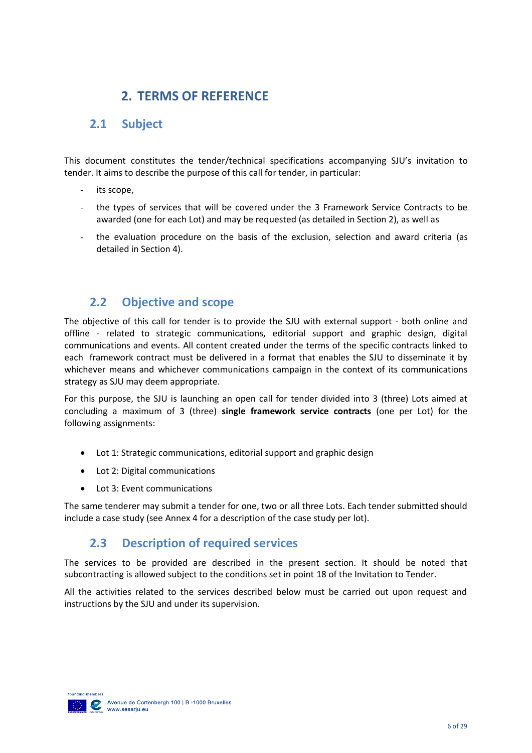# 2. TERMS OF REFERENCE

## 2.1 Subject

This document constitutes the tender/technical specifications accompanying SJU's invitation to tender. It aims to describe the purpose of this call for tender, in particular:

- its scope,
- the types of services that will be covered under the 3 Framework Service Contracts to be awarded (one for each Lot) and may be requested (as detailed in Section 2), as well as
- the evaluation procedure on the basis of the exclusion, selection and award criteria (as detailed in Section 4).

## 2.2 Objective and scope

The objective of this call for tender is to provide the SJU with external support - both online and offline - related to strategic communications, editorial support and graphic design, digital communications and events. All content created under the terms of the specific contracts linked to each framework contract must be delivered in a format that enables the SJU to disseminate it by whichever means and whichever communications campaign in the context of its communications strategy as SJU may deem appropriate.

For this purpose, the SJU is launching an open call for tender divided into 3 (three) Lots aimed at concluding a maximum of 3 (three) **single framework service contracts** (one per Lot) for the following assignments:

- Lot 1: Strategic communications, editorial support and graphic design
- Lot 2: Digital communications
- Lot 3: Event communications

The same tenderer may submit a tender for one, two or all three Lots. Each tender submitted should include a case study (see Annex 4 for a description of the case study per lot).

## 2.3 Description of required services

The services to be provided are described in the present section. It should be noted that subcontracting is allowed subject to the conditions set in point 18 of the Invitation to Tender.

All the activities related to the services described below must be carried out upon request and instructions by the SJU and under its supervision.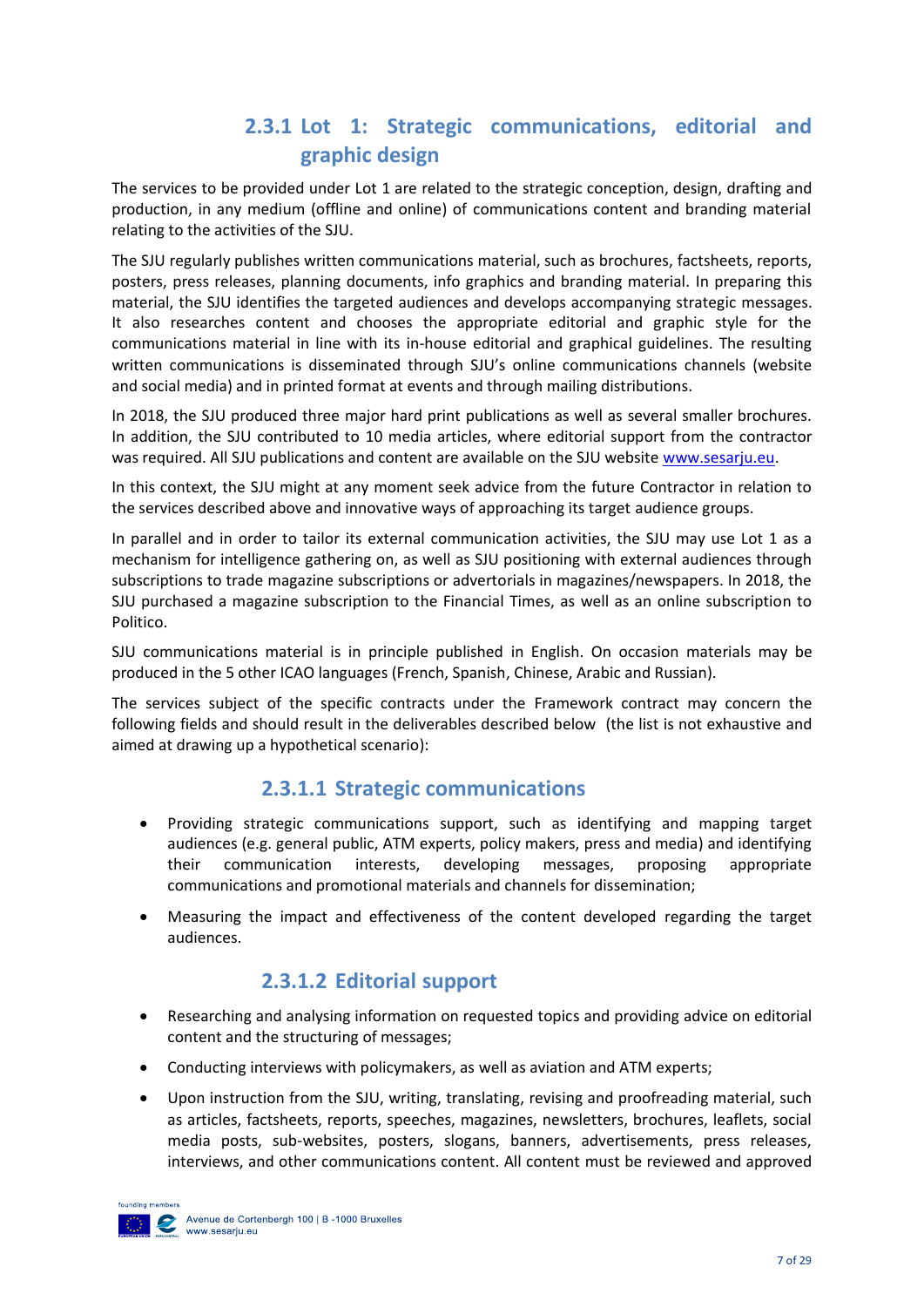### 2.3.1 Lot 1: Strategic communications, editorial and graphic design

The services to be provided under Lot 1 are related to the strategic conception, design, drafting and production, in any medium (offline and online) of communications content and branding material relating to the activities of the SJU.

The SJU regularly publishes written communications material, such as brochures, factsheets, reports, posters, press releases, planning documents, info graphics and branding material. In preparing this material, the SJU identifies the targeted audiences and develops accompanying strategic messages. It also researches content and chooses the appropriate editorial and graphic style for the communications material in line with its in-house editorial and graphical guidelines. The resulting written communications is disseminated through SJU's online communications channels (website and social media) and in printed format at events and through mailing distributions.

In 2018, the SJU produced three major hard print publications as well as several smaller brochures. In addition, the SJU contributed to 10 media articles, where editorial support from the contractor was required. All SJU publications and content are available on the SJU website [www.sesarju.eu](http://www.sesarju.eu).

In this context, the SJU might at any moment seek advice from the future Contractor in relation to the services described above and innovative ways of approaching its target audience groups.

In parallel and in order to tailor its external communication activities, the SJU may use Lot 1 as a mechanism for intelligence gathering on, as well as SJU positioning with external audiences through subscriptions to trade magazine subscriptions or advertorials in magazines/newspapers. In 2018, the SJU purchased a magazine subscription to the Financial Times, as well as an online subscription to Politico.

SJU communications material is in principle published in English. On occasion materials may be produced in the 5 other ICAO languages (French, Spanish, Chinese, Arabic and Russian).

The services subject of the specific contracts under the Framework contract may concern the following fields and should result in the deliverables described below (the list is not exhaustive and aimed at drawing up a hypothetical scenario):

#### 2.3.1.1 Strategic communications

- Providing strategic communications support, such as identifying and mapping target audiences (e.g. general public, ATM experts, policy makers, press and media) and identifying their communication interests, developing messages, proposing appropriate communications and promotional materials and channels for dissemination;
- Measuring the impact and effectiveness of the content developed regarding the target audiences.

#### 2.3.1.2 Editorial support

- Researching and analysing information on requested topics and providing advice on editorial content and the structuring of messages;
- Conducting interviews with policymakers, as well as aviation and ATM experts;
- Upon instruction from the SJU, writing, translating, revising and proofreading material, such as articles, factsheets, reports, speeches, magazines, newsletters, brochures, leaflets, social media posts, sub-websites, posters, slogans, banners, advertisements, press releases, interviews, and other communications content. All content must be reviewed and approved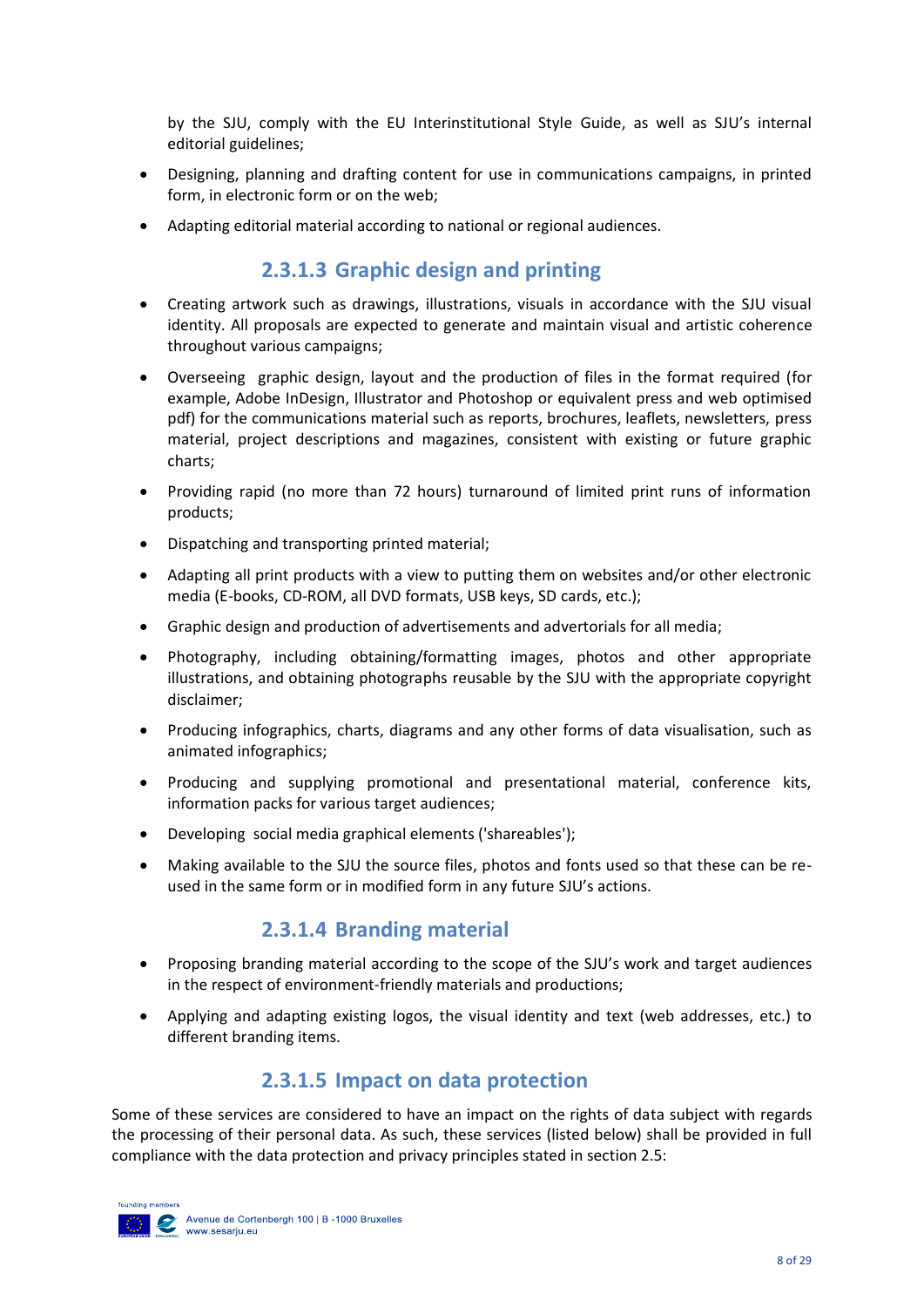by the SJU, comply with the EU Interinstitutional Style Guide, as well as SJU's internal editorial guidelines;

- Designing, planning and drafting content for use in communications campaigns, in printed form, in electronic form or on the web;
- Adapting editorial material according to national or regional audiences.

#### 2.3.1.3 Graphic design and printing

- Creating artwork such as drawings, illustrations, visuals in accordance with the SJU visual identity. All proposals are expected to generate and maintain visual and artistic coherence throughout various campaigns;
- Overseeing graphic design, layout and the production of files in the format required (for example, Adobe InDesign, Illustrator and Photoshop or equivalent press and web optimised pdf) for the communications material such as reports, brochures, leaflets, newsletters, press material, project descriptions and magazines, consistent with existing or future graphic charts;
- Providing rapid (no more than 72 hours) turnaround of limited print runs of information products;
- Dispatching and transporting printed material;
- Adapting all print products with a view to putting them on websites and/or other electronic media (E-books, CD-ROM, all DVD formats, USB keys, SD cards, etc.);
- Graphic design and production of advertisements and advertorials for all media;
- Photography, including obtaining/formatting images, photos and other appropriate illustrations, and obtaining photographs reusable by the SJU with the appropriate copyright disclaimer;
- Producing infographics, charts, diagrams and any other forms of data visualisation, such as animated infographics;
- Producing and supplying promotional and presentational material, conference kits, information packs for various target audiences;
- Developing social media graphical elements ('shareables');
- Making available to the SJU the source files, photos and fonts used so that these can be re-used in the same form or in modified form in any future SJU's actions.

#### 2.3.1.4 Branding material

- Proposing branding material according to the scope of the SJU's work and target audiences in the respect of environment-friendly materials and productions;
- Applying and adapting existing logos, the visual identity and text (web addresses, etc.) to different branding items.

#### 2.3.1.5 Impact on data protection

Some of these services are considered to have an impact on the rights of data subject with regards the processing of their personal data. As such, these services (listed below) shall be provided in full compliance with the data protection and privacy principles stated in section 2.5: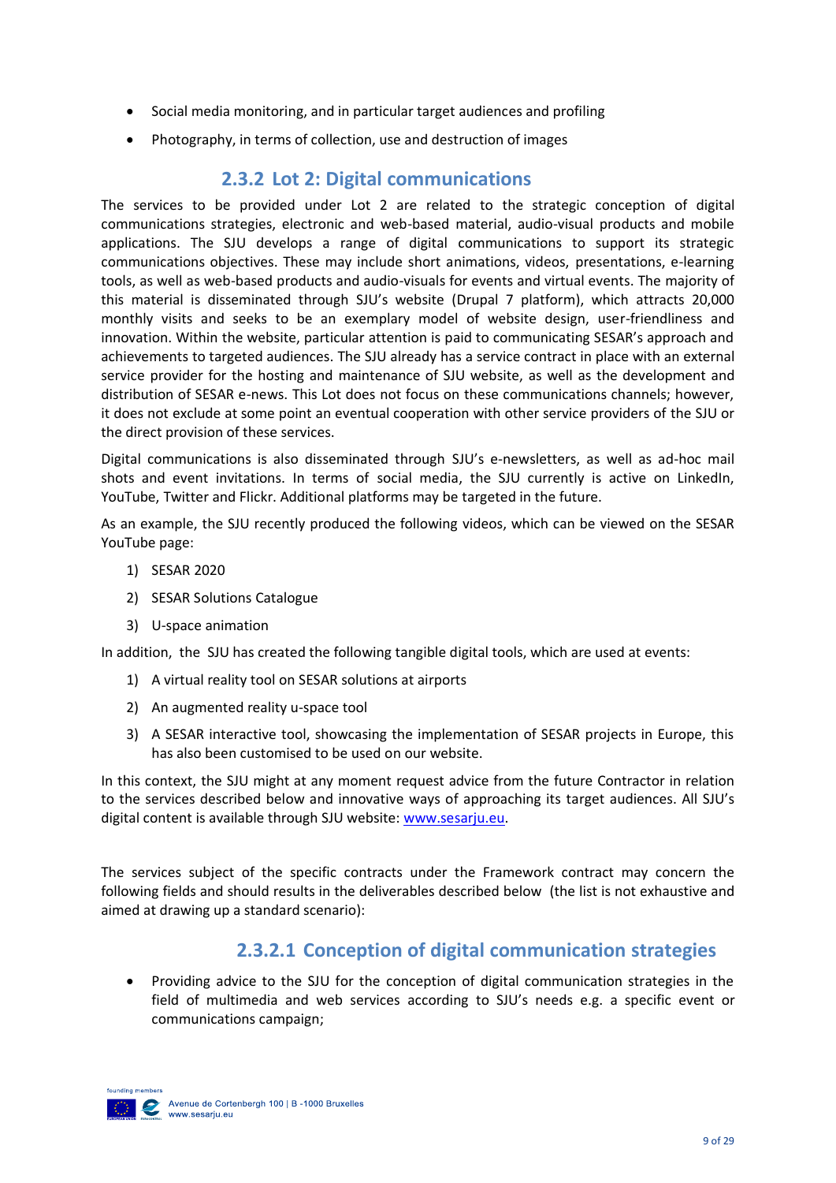- Social media monitoring, and in particular target audiences and profiling
- Photography, in terms of collection, use and destruction of images

### 2.3.2 Lot 2: Digital communications

The services to be provided under Lot 2 are related to the strategic conception of digital communications strategies, electronic and web-based material, audio-visual products and mobile applications. The SJU develops a range of digital communications to support its strategic communications objectives. These may include short animations, videos, presentations, e-learning tools, as well as web-based products and audio-visuals for events and virtual events. The majority of this material is disseminated through SJU's website (Drupal 7 platform), which attracts 20,000 monthly visits and seeks to be an exemplary model of website design, user-friendliness and innovation. Within the website, particular attention is paid to communicating SESAR's approach and achievements to targeted audiences. The SJU already has a service contract in place with an external service provider for the hosting and maintenance of SJU website, as well as the development and distribution of SESAR e-news. This Lot does not focus on these communications channels; however, it does not exclude at some point an eventual cooperation with other service providers of the SJU or the direct provision of these services.

Digital communications is also disseminated through SJU's e-newsletters, as well as ad-hoc mail shots and event invitations. In terms of social media, the SJU currently is active on LinkedIn, YouTube, Twitter and Flickr. Additional platforms may be targeted in the future.

As an example, the SJU recently produced the following videos, which can be viewed on the SESAR YouTube page:

1) SESAR 2020
2) SESAR Solutions Catalogue
3) U-space animation

In addition, the SJU has created the following tangible digital tools, which are used at events:

1) A virtual reality tool on SESAR solutions at airports
2) An augmented reality u-space tool
3) A SESAR interactive tool, showcasing the implementation of SESAR projects in Europe, this has also been customised to be used on our website.

In this context, the SJU might at any moment request advice from the future Contractor in relation to the services described below and innovative ways of approaching its target audiences. All SJU's digital content is available through SJU website: [www.sesarju.eu](http://www.sesarju.eu).

The services subject of the specific contracts under the Framework contract may concern the following fields and should results in the deliverables described below (the list is not exhaustive and aimed at drawing up a standard scenario):

#### 2.3.2.1 Conception of digital communication strategies

- Providing advice to the SJU for the conception of digital communication strategies in the field of multimedia and web services according to SJU's needs e.g. a specific event or communications campaign;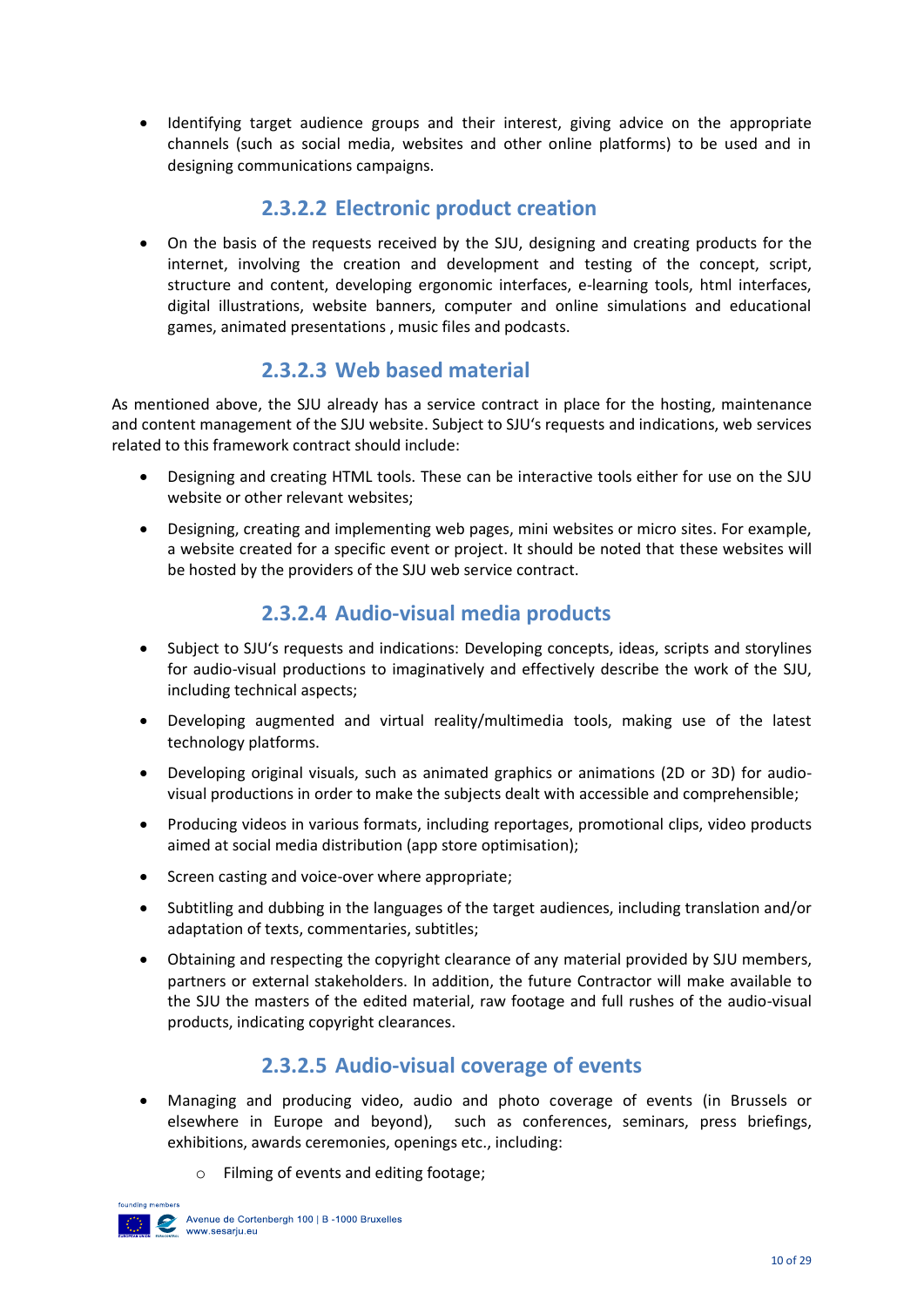- Identifying target audience groups and their interest, giving advice on the appropriate channels (such as social media, websites and other online platforms) to be used and in designing communications campaigns.

#### 2.3.2.2 Electronic product creation

- On the basis of the requests received by the SJU, designing and creating products for the internet, involving the creation and development and testing of the concept, script, structure and content, developing ergonomic interfaces, e-learning tools, html interfaces, digital illustrations, website banners, computer and online simulations and educational games, animated presentations , music files and podcasts.

#### 2.3.2.3 Web based material

As mentioned above, the SJU already has a service contract in place for the hosting, maintenance and content management of the SJU website. Subject to SJU's requests and indications, web services related to this framework contract should include:

- Designing and creating HTML tools. These can be interactive tools either for use on the SJU website or other relevant websites;
- Designing, creating and implementing web pages, mini websites or micro sites. For example, a website created for a specific event or project. It should be noted that these websites will be hosted by the providers of the SJU web service contract.

#### 2.3.2.4 Audio-visual media products

- Subject to SJU's requests and indications: Developing concepts, ideas, scripts and storylines for audio-visual productions to imaginatively and effectively describe the work of the SJU, including technical aspects;
- Developing augmented and virtual reality/multimedia tools, making use of the latest technology platforms.
- Developing original visuals, such as animated graphics or animations (2D or 3D) for audio-visual productions in order to make the subjects dealt with accessible and comprehensible;
- Producing videos in various formats, including reportages, promotional clips, video products aimed at social media distribution (app store optimisation);
- Screen casting and voice-over where appropriate;
- Subtitling and dubbing in the languages of the target audiences, including translation and/or adaptation of texts, commentaries, subtitles;
- Obtaining and respecting the copyright clearance of any material provided by SJU members, partners or external stakeholders. In addition, the future Contractor will make available to the SJU the masters of the edited material, raw footage and full rushes of the audio-visual products, indicating copyright clearances.

#### 2.3.2.5 Audio-visual coverage of events

- Managing and producing video, audio and photo coverage of events (in Brussels or elsewhere in Europe and beyond), such as conferences, seminars, press briefings, exhibitions, awards ceremonies, openings etc., including:
    - Filming of events and editing footage;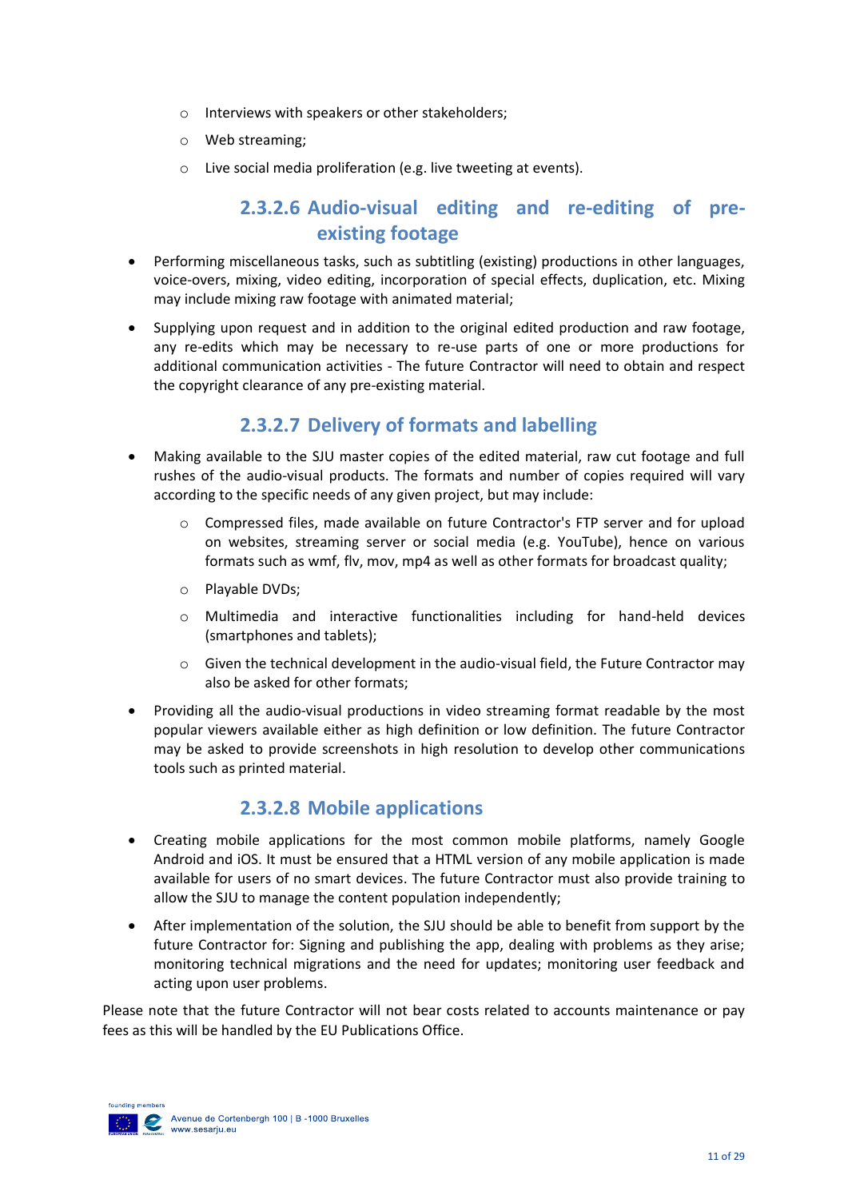- Interviews with speakers or other stakeholders;
   - Web streaming;
   - Live social media proliferation (e.g. live tweeting at events).

#### 2.3.2.6 Audio-visual editing and re-editing of pre-existing footage

- Performing miscellaneous tasks, such as subtitling (existing) productions in other languages, voice-overs, mixing, video editing, incorporation of special effects, duplication, etc. Mixing may include mixing raw footage with animated material;
- Supplying upon request and in addition to the original edited production and raw footage, any re-edits which may be necessary to re-use parts of one or more productions for additional communication activities - The future Contractor will need to obtain and respect the copyright clearance of any pre-existing material.

#### 2.3.2.7 Delivery of formats and labelling

- Making available to the SJU master copies of the edited material, raw cut footage and full rushes of the audio-visual products. The formats and number of copies required will vary according to the specific needs of any given project, but may include:
   - Compressed files, made available on future Contractor's FTP server and for upload on websites, streaming server or social media (e.g. YouTube), hence on various formats such as wmf, flv, mov, mp4 as well as other formats for broadcast quality;
   - Playable DVDs;
   - Multimedia and interactive functionalities including for hand-held devices (smartphones and tablets);
   - Given the technical development in the audio-visual field, the Future Contractor may also be asked for other formats;
- Providing all the audio-visual productions in video streaming format readable by the most popular viewers available either as high definition or low definition. The future Contractor may be asked to provide screenshots in high resolution to develop other communications tools such as printed material.

#### 2.3.2.8 Mobile applications

- Creating mobile applications for the most common mobile platforms, namely Google Android and iOS. It must be ensured that a HTML version of any mobile application is made available for users of no smart devices. The future Contractor must also provide training to allow the SJU to manage the content population independently;
- After implementation of the solution, the SJU should be able to benefit from support by the future Contractor for: Signing and publishing the app, dealing with problems as they arise; monitoring technical migrations and the need for updates; monitoring user feedback and acting upon user problems.

Please note that the future Contractor will not bear costs related to accounts maintenance or pay fees as this will be handled by the EU Publications Office.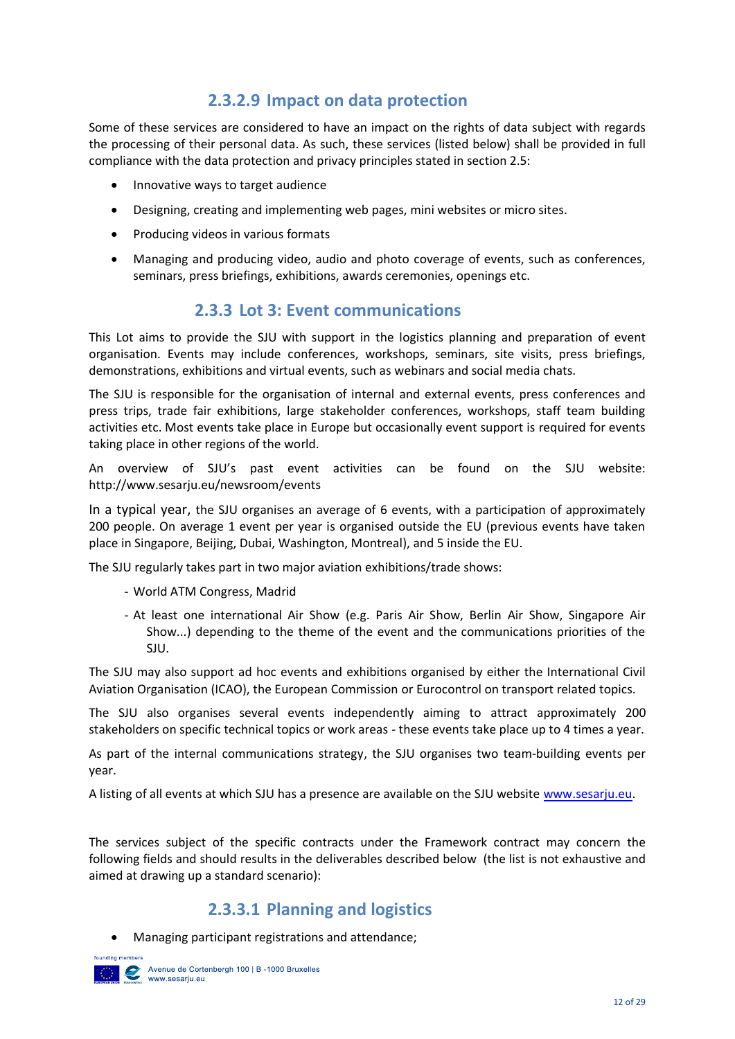#### 2.3.2.9 Impact on data protection

Some of these services are considered to have an impact on the rights of data subject with regards the processing of their personal data. As such, these services (listed below) shall be provided in full compliance with the data protection and privacy principles stated in section 2.5:

- Innovative ways to target audience
- Designing, creating and implementing web pages, mini websites or micro sites.
- Producing videos in various formats
- Managing and producing video, audio and photo coverage of events, such as conferences, seminars, press briefings, exhibitions, awards ceremonies, openings etc.

### 2.3.3 Lot 3: Event communications

This Lot aims to provide the SJU with support in the logistics planning and preparation of event organisation. Events may include conferences, workshops, seminars, site visits, press briefings, demonstrations, exhibitions and virtual events, such as webinars and social media chats.

The SJU is responsible for the organisation of internal and external events, press conferences and press trips, trade fair exhibitions, large stakeholder conferences, workshops, staff team building activities etc. Most events take place in Europe but occasionally event support is required for events taking place in other regions of the world.

An overview of SJU's past event activities can be found on the SJU website: http://www.sesarju.eu/newsroom/events

In a typical year, the SJU organises an average of 6 events, with a participation of approximately 200 people. On average 1 event per year is organised outside the EU (previous events have taken place in Singapore, Beijing, Dubai, Washington, Montreal), and 5 inside the EU.

The SJU regularly takes part in two major aviation exhibitions/trade shows:

- World ATM Congress, Madrid
- At least one international Air Show (e.g. Paris Air Show, Berlin Air Show, Singapore Air Show...) depending to the theme of the event and the communications priorities of the SJU.

The SJU may also support ad hoc events and exhibitions organised by either the International Civil Aviation Organisation (ICAO), the European Commission or Eurocontrol on transport related topics.

The SJU also organises several events independently aiming to attract approximately 200 stakeholders on specific technical topics or work areas - these events take place up to 4 times a year.

As part of the internal communications strategy, the SJU organises two team-building events per year.

A listing of all events at which SJU has a presence are available on the SJU website [www.sesarju.eu](www.sesarju.eu).

The services subject of the specific contracts under the Framework contract may concern the following fields and should results in the deliverables described below (the list is not exhaustive and aimed at drawing up a standard scenario):

#### 2.3.3.1 Planning and logistics

- Managing participant registrations and attendance;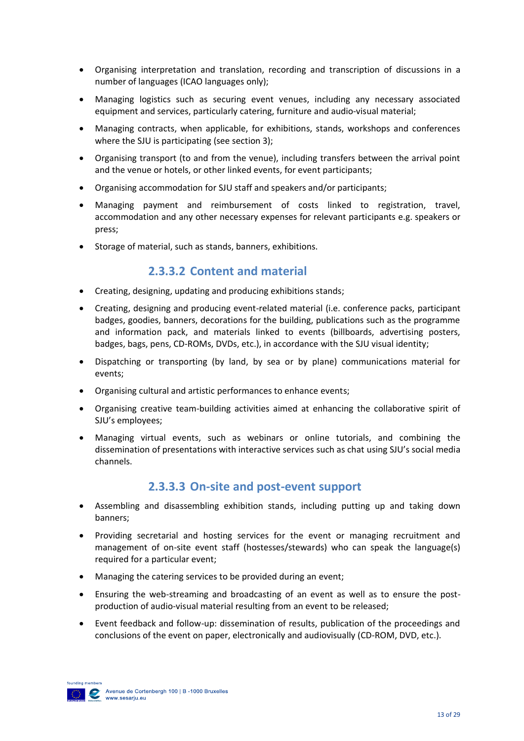- Organising interpretation and translation, recording and transcription of discussions in a number of languages (ICAO languages only);
- Managing logistics such as securing event venues, including any necessary associated equipment and services, particularly catering, furniture and audio-visual material;
- Managing contracts, when applicable, for exhibitions, stands, workshops and conferences where the SJU is participating (see section 3);
- Organising transport (to and from the venue), including transfers between the arrival point and the venue or hotels, or other linked events, for event participants;
- Organising accommodation for SJU staff and speakers and/or participants;
- Managing payment and reimbursement of costs linked to registration, travel, accommodation and any other necessary expenses for relevant participants e.g. speakers or press;
- Storage of material, such as stands, banners, exhibitions.

#### 2.3.3.2 Content and material

- Creating, designing, updating and producing exhibitions stands;
- Creating, designing and producing event-related material (i.e. conference packs, participant badges, goodies, banners, decorations for the building, publications such as the programme and information pack, and materials linked to events (billboards, advertising posters, badges, bags, pens, CD-ROMs, DVDs, etc.), in accordance with the SJU visual identity;
- Dispatching or transporting (by land, by sea or by plane) communications material for events;
- Organising cultural and artistic performances to enhance events;
- Organising creative team-building activities aimed at enhancing the collaborative spirit of SJU's employees;
- Managing virtual events, such as webinars or online tutorials, and combining the dissemination of presentations with interactive services such as chat using SJU's social media channels.

#### 2.3.3.3 On-site and post-event support

- Assembling and disassembling exhibition stands, including putting up and taking down banners;
- Providing secretarial and hosting services for the event or managing recruitment and management of on-site event staff (hostesses/stewards) who can speak the language(s) required for a particular event;
- Managing the catering services to be provided during an event;
- Ensuring the web-streaming and broadcasting of an event as well as to ensure the post-production of audio-visual material resulting from an event to be released;
- Event feedback and follow-up: dissemination of results, publication of the proceedings and conclusions of the event on paper, electronically and audiovisually (CD-ROM, DVD, etc.).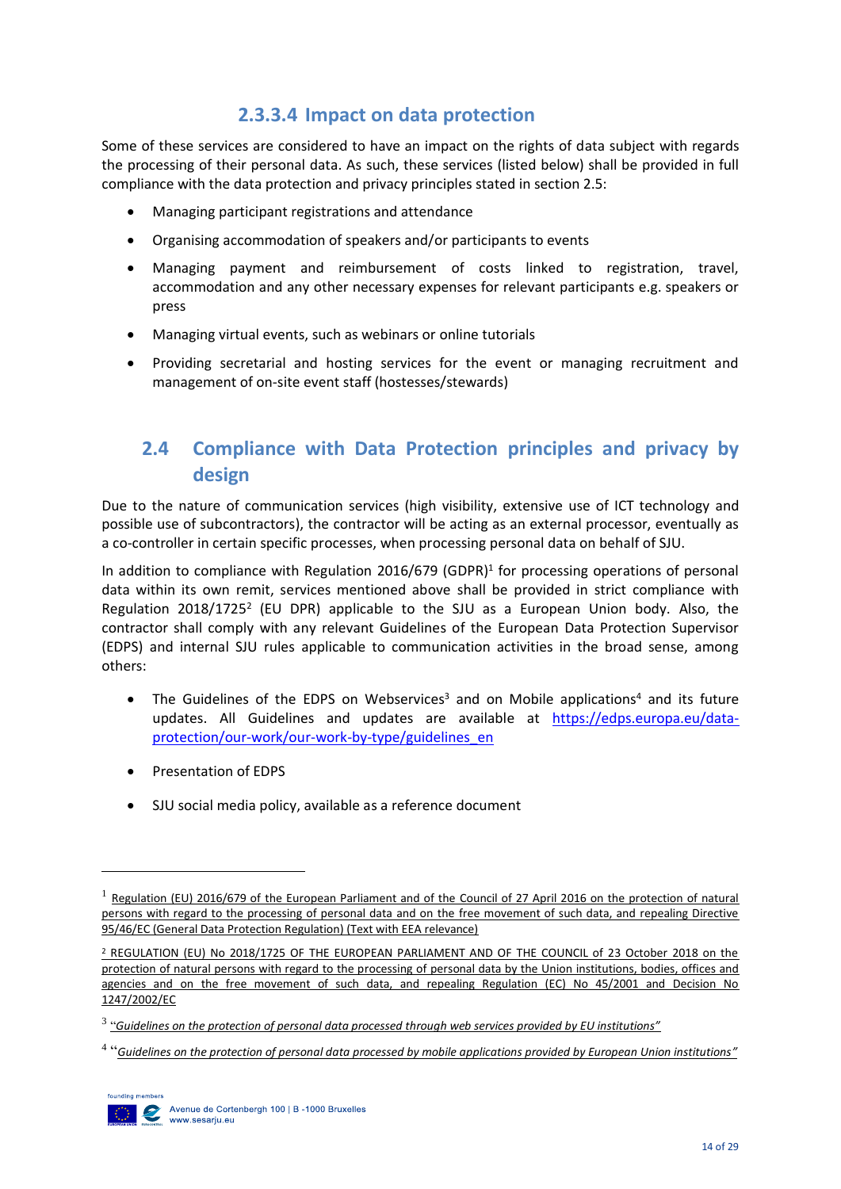#### 2.3.3.4 Impact on data protection

Some of these services are considered to have an impact on the rights of data subject with regards the processing of their personal data. As such, these services (listed below) shall be provided in full compliance with the data protection and privacy principles stated in section 2.5:

- Managing participant registrations and attendance
- Organising accommodation of speakers and/or participants to events
- Managing payment and reimbursement of costs linked to registration, travel, accommodation and any other necessary expenses for relevant participants e.g. speakers or press
- Managing virtual events, such as webinars or online tutorials
- Providing secretarial and hosting services for the event or managing recruitment and management of on-site event staff (hostesses/stewards)

## 2.4 Compliance with Data Protection principles and privacy by design

Due to the nature of communication services (high visibility, extensive use of ICT technology and possible use of subcontractors), the contractor will be acting as an external processor, eventually as a co-controller in certain specific processes, when processing personal data on behalf of SJU.

In addition to compliance with Regulation 2016/679 (GDPR)[1] for processing operations of personal data within its own remit, services mentioned above shall be provided in strict compliance with Regulation 2018/1725[2] (EU DPR) applicable to the SJU as a European Union body. Also, the contractor shall comply with any relevant Guidelines of the European Data Protection Supervisor (EDPS) and internal SJU rules applicable to communication activities in the broad sense, among others:

- The Guidelines of the EDPS on Webservices[3] and on Mobile applications[4] and its future updates. All Guidelines and updates are available at https://edps.europa.eu/data-protection/our-work/our-work-by-type/guidelines_en
- Presentation of EDPS
- SJU social media policy, available as a reference document

---

[1] Regulation (EU) 2016/679 of the European Parliament and of the Council of 27 April 2016 on the protection of natural persons with regard to the processing of personal data and on the free movement of such data, and repealing Directive 95/46/EC (General Data Protection Regulation) (Text with EEA relevance)

[2] REGULATION (EU) No 2018/1725 OF THE EUROPEAN PARLIAMENT AND OF THE COUNCIL of 23 October 2018 on the protection of natural persons with regard to the processing of personal data by the Union institutions, bodies, offices and agencies and on the free movement of such data, and repealing Regulation (EC) No 45/2001 and Decision No 1247/2002/EC

[3] "*Guidelines on the protection of personal data processed through web services provided by EU institutions*"

[4] "*Guidelines on the protection of personal data processed by mobile applications provided by European Union institutions*"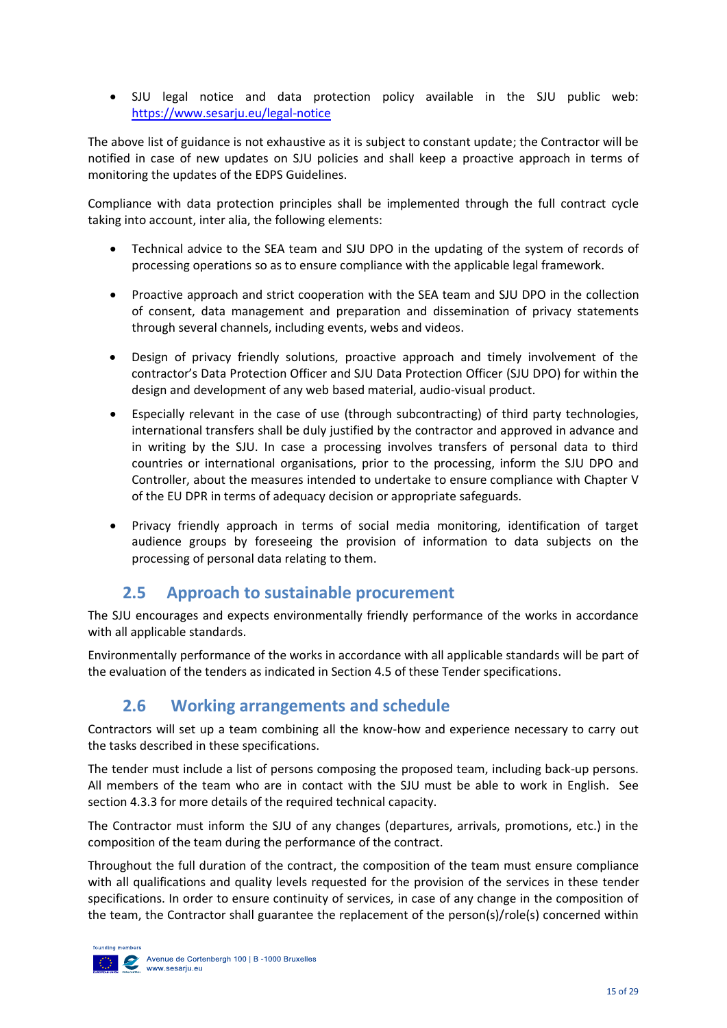- SJU legal notice and data protection policy available in the SJU public web: [https://www.sesarju.eu/legal-notice](https://www.sesarju.eu/legal-notice)

The above list of guidance is not exhaustive as it is subject to constant update; the Contractor will be notified in case of new updates on SJU policies and shall keep a proactive approach in terms of monitoring the updates of the EDPS Guidelines.

Compliance with data protection principles shall be implemented through the full contract cycle taking into account, inter alia, the following elements:

- Technical advice to the SEA team and SJU DPO in the updating of the system of records of processing operations so as to ensure compliance with the applicable legal framework.
- Proactive approach and strict cooperation with the SEA team and SJU DPO in the collection of consent, data management and preparation and dissemination of privacy statements through several channels, including events, webs and videos.
- Design of privacy friendly solutions, proactive approach and timely involvement of the contractor's Data Protection Officer and SJU Data Protection Officer (SJU DPO) for within the design and development of any web based material, audio-visual product.
- Especially relevant in the case of use (through subcontracting) of third party technologies, international transfers shall be duly justified by the contractor and approved in advance and in writing by the SJU. In case a processing involves transfers of personal data to third countries or international organisations, prior to the processing, inform the SJU DPO and Controller, about the measures intended to undertake to ensure compliance with Chapter V of the EU DPR in terms of adequacy decision or appropriate safeguards.
- Privacy friendly approach in terms of social media monitoring, identification of target audience groups by foreseeing the provision of information to data subjects on the processing of personal data relating to them.

## 2.5 Approach to sustainable procurement

The SJU encourages and expects environmentally friendly performance of the works in accordance with all applicable standards.

Environmentally performance of the works in accordance with all applicable standards will be part of the evaluation of the tenders as indicated in Section 4.5 of these Tender specifications.

## 2.6 Working arrangements and schedule

Contractors will set up a team combining all the know-how and experience necessary to carry out the tasks described in these specifications.

The tender must include a list of persons composing the proposed team, including back-up persons. All members of the team who are in contact with the SJU must be able to work in English. See section 4.3.3 for more details of the required technical capacity.

The Contractor must inform the SJU of any changes (departures, arrivals, promotions, etc.) in the composition of the team during the performance of the contract.

Throughout the full duration of the contract, the composition of the team must ensure compliance with all qualifications and quality levels requested for the provision of the services in these tender specifications. In order to ensure continuity of services, in case of any change in the composition of the team, the Contractor shall guarantee the replacement of the person(s)/role(s) concerned within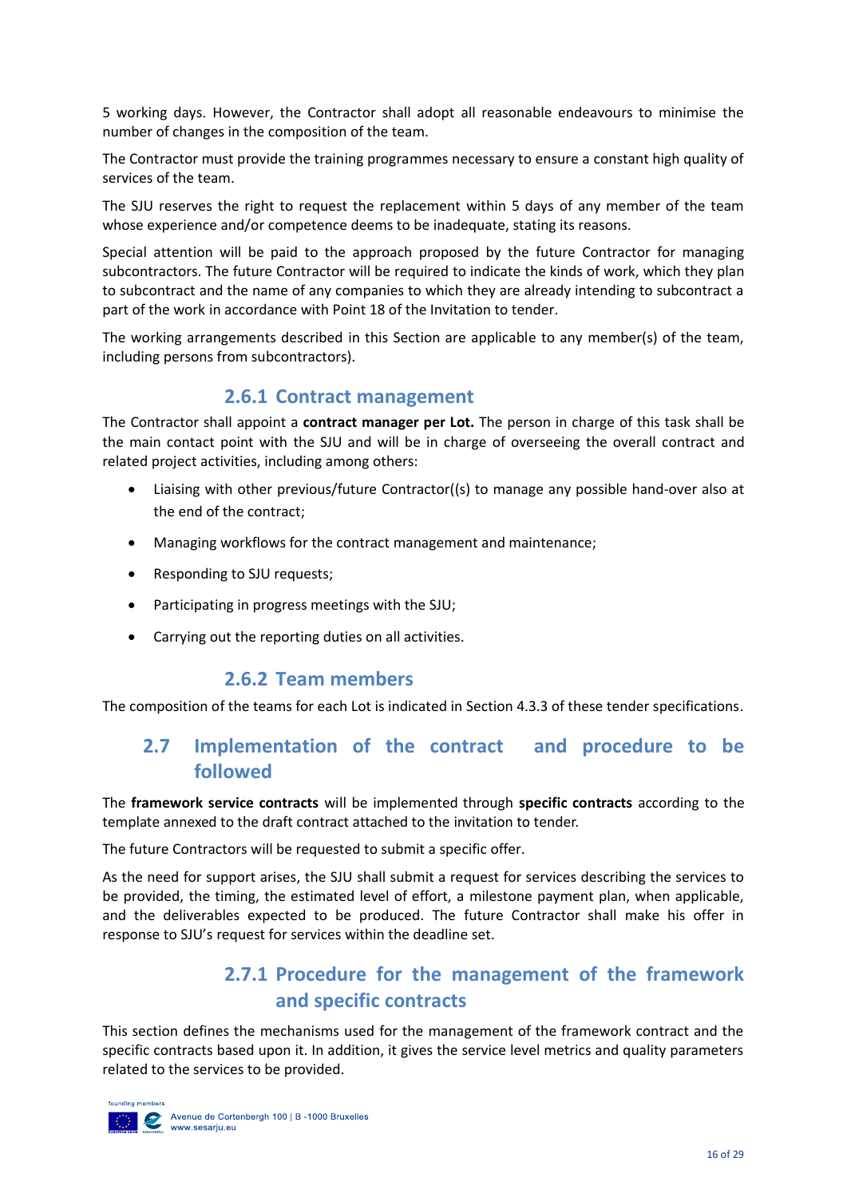5 working days. However, the Contractor shall adopt all reasonable endeavours to minimise the number of changes in the composition of the team.

The Contractor must provide the training programmes necessary to ensure a constant high quality of services of the team.

The SJU reserves the right to request the replacement within 5 days of any member of the team whose experience and/or competence deems to be inadequate, stating its reasons.

Special attention will be paid to the approach proposed by the future Contractor for managing subcontractors. The future Contractor will be required to indicate the kinds of work, which they plan to subcontract and the name of any companies to which they are already intending to subcontract a part of the work in accordance with Point 18 of the Invitation to tender.

The working arrangements described in this Section are applicable to any member(s) of the team, including persons from subcontractors).

### 2.6.1 Contract management

The Contractor shall appoint a **contract manager per Lot.** The person in charge of this task shall be the main contact point with the SJU and will be in charge of overseeing the overall contract and related project activities, including among others:

- Liaising with other previous/future Contractor((s) to manage any possible hand-over also at the end of the contract;
- Managing workflows for the contract management and maintenance;
- Responding to SJU requests;
- Participating in progress meetings with the SJU;
- Carrying out the reporting duties on all activities.

### 2.6.2 Team members

The composition of the teams for each Lot is indicated in Section 4.3.3 of these tender specifications.

## 2.7 Implementation of the contract and procedure to be followed

The **framework service contracts** will be implemented through **specific contracts** according to the template annexed to the draft contract attached to the invitation to tender.

The future Contractors will be requested to submit a specific offer.

As the need for support arises, the SJU shall submit a request for services describing the services to be provided, the timing, the estimated level of effort, a milestone payment plan, when applicable, and the deliverables expected to be produced. The future Contractor shall make his offer in response to SJU's request for services within the deadline set.

### 2.7.1 Procedure for the management of the framework and specific contracts

This section defines the mechanisms used for the management of the framework contract and the specific contracts based upon it. In addition, it gives the service level metrics and quality parameters related to the services to be provided.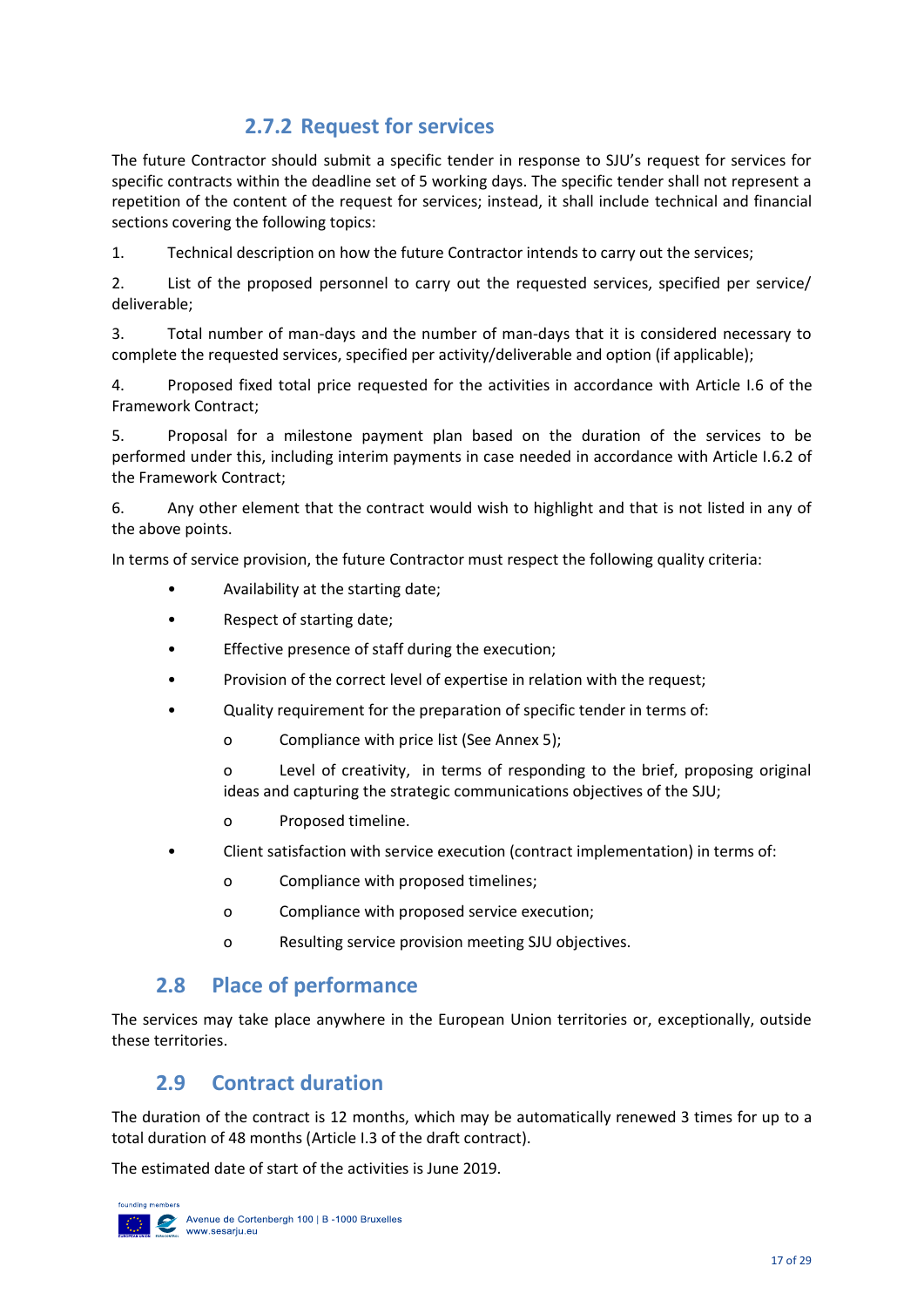### 2.7.2 Request for services

The future Contractor should submit a specific tender in response to SJU's request for services for specific contracts within the deadline set of 5 working days. The specific tender shall not represent a repetition of the content of the request for services; instead, it shall include technical and financial sections covering the following topics:

1. Technical description on how the future Contractor intends to carry out the services;
2. List of the proposed personnel to carry out the requested services, specified per service/ deliverable;
3. Total number of man-days and the number of man-days that it is considered necessary to complete the requested services, specified per activity/deliverable and option (if applicable);
4. Proposed fixed total price requested for the activities in accordance with Article I.6 of the Framework Contract;
5. Proposal for a milestone payment plan based on the duration of the services to be performed under this, including interim payments in case needed in accordance with Article I.6.2 of the Framework Contract;
6. Any other element that the contract would wish to highlight and that is not listed in any of the above points.

In terms of service provision, the future Contractor must respect the following quality criteria:

- Availability at the starting date;
- Respect of starting date;
- Effective presence of staff during the execution;
- Provision of the correct level of expertise in relation with the request;
- Quality requirement for the preparation of specific tender in terms of:
  - Compliance with price list (See Annex 5);
  - Level of creativity, in terms of responding to the brief, proposing original ideas and capturing the strategic communications objectives of the SJU;
  - Proposed timeline.
- Client satisfaction with service execution (contract implementation) in terms of:
  - Compliance with proposed timelines;
  - Compliance with proposed service execution;
  - Resulting service provision meeting SJU objectives.

## 2.8 Place of performance

The services may take place anywhere in the European Union territories or, exceptionally, outside these territories.

## 2.9 Contract duration

The duration of the contract is 12 months, which may be automatically renewed 3 times for up to a total duration of 48 months (Article I.3 of the draft contract).

The estimated date of start of the activities is June 2019.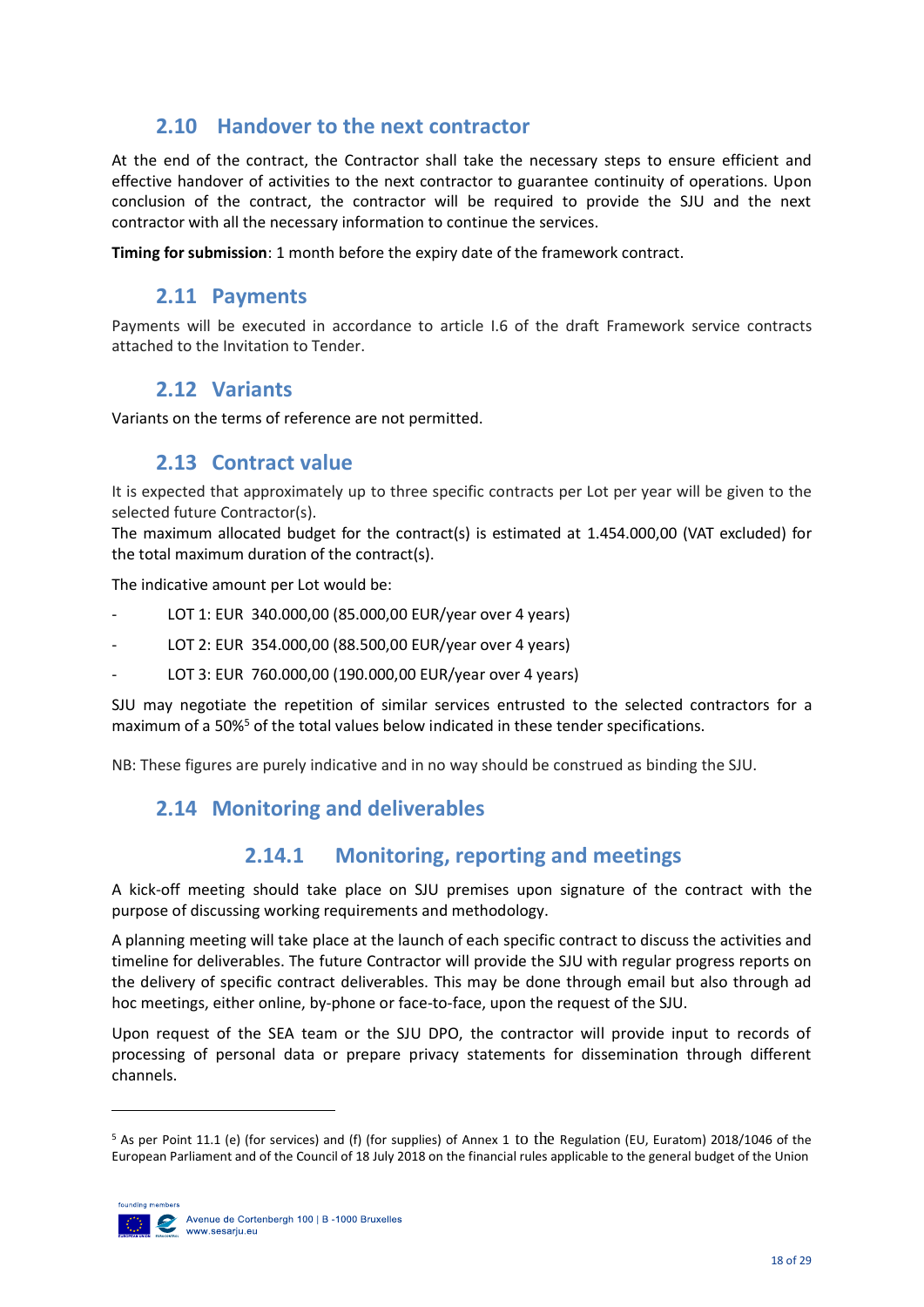## 2.10 Handover to the next contractor

At the end of the contract, the Contractor shall take the necessary steps to ensure efficient and effective handover of activities to the next contractor to guarantee continuity of operations. Upon conclusion of the contract, the contractor will be required to provide the SJU and the next contractor with all the necessary information to continue the services.

**Timing for submission**: 1 month before the expiry date of the framework contract.

## 2.11 Payments

Payments will be executed in accordance to article I.6 of the draft Framework service contracts attached to the Invitation to Tender.

## 2.12 Variants

Variants on the terms of reference are not permitted.

## 2.13 Contract value

It is expected that approximately up to three specific contracts per Lot per year will be given to the selected future Contractor(s).

The maximum allocated budget for the contract(s) is estimated at 1.454.000,00 (VAT excluded) for the total maximum duration of the contract(s).

The indicative amount per Lot would be:

- LOT 1: EUR 340.000,00 (85.000,00 EUR/year over 4 years)
- LOT 2: EUR 354.000,00 (88.500,00 EUR/year over 4 years)
- LOT 3: EUR 760.000,00 (190.000,00 EUR/year over 4 years)

SJU may negotiate the repetition of similar services entrusted to the selected contractors for a maximum of a 50%[5] of the total values below indicated in these tender specifications.

NB: These figures are purely indicative and in no way should be construed as binding the SJU.

## 2.14 Monitoring and deliverables

### 2.14.1 Monitoring, reporting and meetings

A kick-off meeting should take place on SJU premises upon signature of the contract with the purpose of discussing working requirements and methodology.

A planning meeting will take place at the launch of each specific contract to discuss the activities and timeline for deliverables. The future Contractor will provide the SJU with regular progress reports on the delivery of specific contract deliverables. This may be done through email but also through ad hoc meetings, either online, by-phone or face-to-face, upon the request of the SJU.

Upon request of the SEA team or the SJU DPO, the contractor will provide input to records of processing of personal data or prepare privacy statements for dissemination through different channels.

[5] As per Point 11.1 (e) (for services) and (f) (for supplies) of Annex 1 to the Regulation (EU, Euratom) 2018/1046 of the European Parliament and of the Council of 18 July 2018 on the financial rules applicable to the general budget of the Union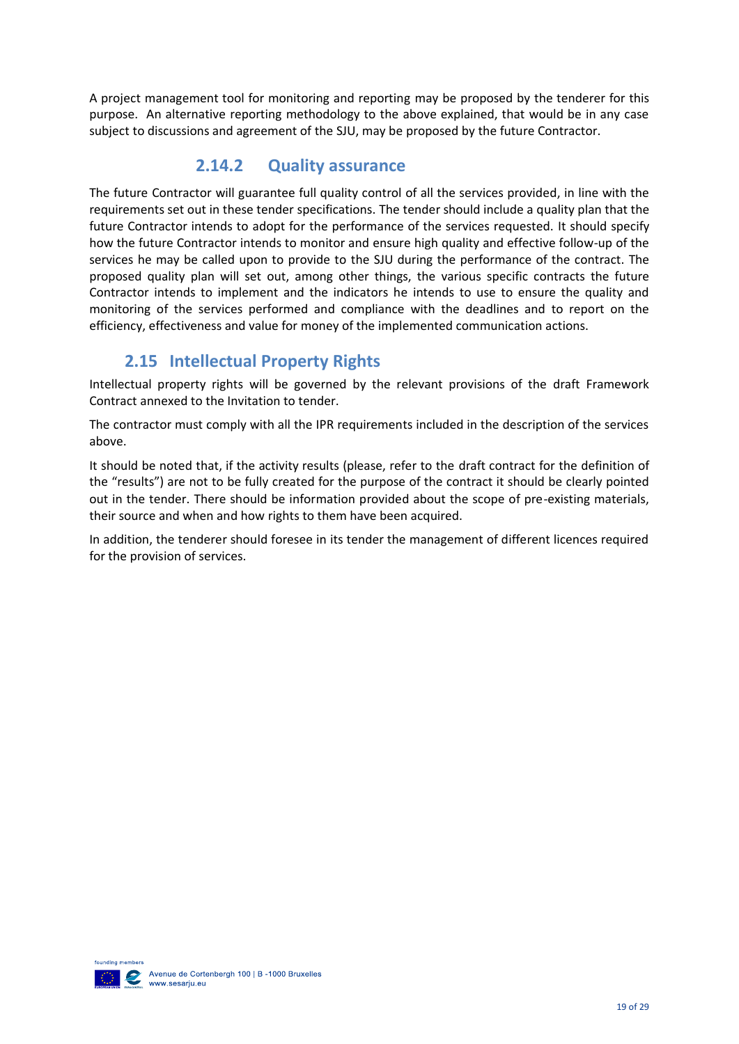A project management tool for monitoring and reporting may be proposed by the tenderer for this purpose. An alternative reporting methodology to the above explained, that would be in any case subject to discussions and agreement of the SJU, may be proposed by the future Contractor.

### 2.14.2 Quality assurance

The future Contractor will guarantee full quality control of all the services provided, in line with the requirements set out in these tender specifications. The tender should include a quality plan that the future Contractor intends to adopt for the performance of the services requested. It should specify how the future Contractor intends to monitor and ensure high quality and effective follow-up of the services he may be called upon to provide to the SJU during the performance of the contract. The proposed quality plan will set out, among other things, the various specific contracts the future Contractor intends to implement and the indicators he intends to use to ensure the quality and monitoring of the services performed and compliance with the deadlines and to report on the efficiency, effectiveness and value for money of the implemented communication actions.

## 2.15 Intellectual Property Rights

Intellectual property rights will be governed by the relevant provisions of the draft Framework Contract annexed to the Invitation to tender.

The contractor must comply with all the IPR requirements included in the description of the services above.

It should be noted that, if the activity results (please, refer to the draft contract for the definition of the "results") are not to be fully created for the purpose of the contract it should be clearly pointed out in the tender. There should be information provided about the scope of pre-existing materials, their source and when and how rights to them have been acquired.

In addition, the tenderer should foresee in its tender the management of different licences required for the provision of services.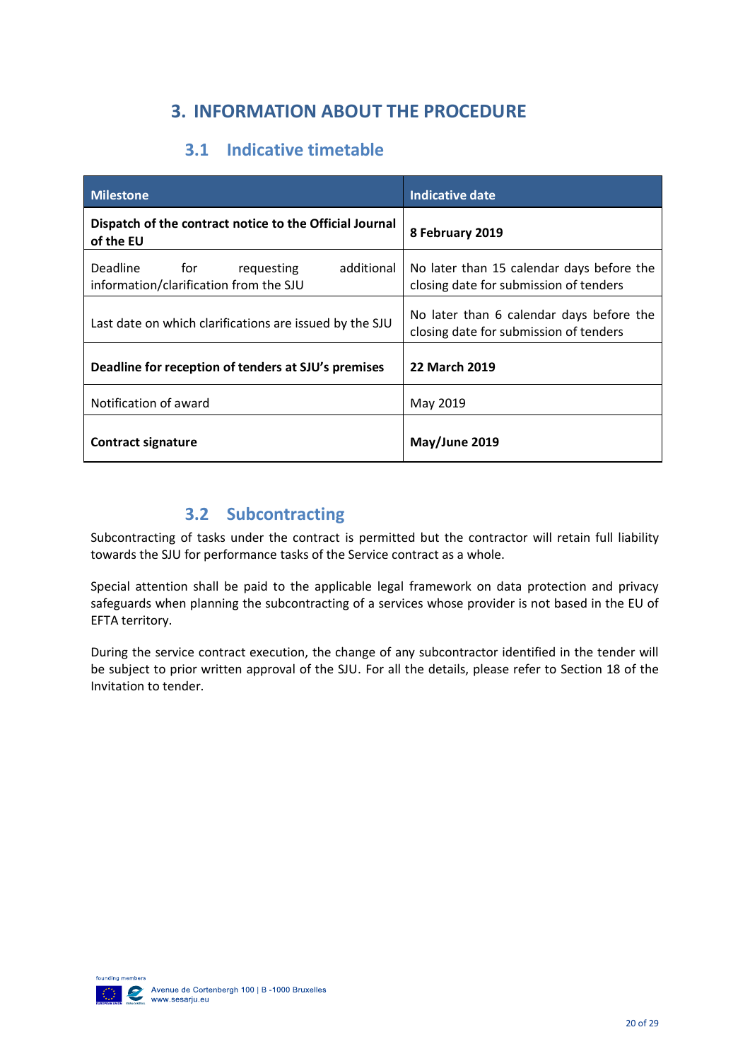# 3. INFORMATION ABOUT THE PROCEDURE

## 3.1 Indicative timetable

| Milestone | Indicative date |
| --- | --- |
| **Dispatch of the contract notice to the Official Journal of the EU** | **8 February 2019** |
| Deadline for requesting additional information/clarification from the SJU | No later than 15 calendar days before the closing date for submission of tenders |
| Last date on which clarifications are issued by the SJU | No later than 6 calendar days before the closing date for submission of tenders |
| **Deadline for reception of tenders at SJU's premises** | **22 March 2019** |
| Notification of award | May 2019 |
| **Contract signature** | **May/June 2019** |

## 3.2 Subcontracting

Subcontracting of tasks under the contract is permitted but the contractor will retain full liability towards the SJU for performance tasks of the Service contract as a whole.

Special attention shall be paid to the applicable legal framework on data protection and privacy safeguards when planning the subcontracting of a services whose provider is not based in the EU of EFTA territory.

During the service contract execution, the change of any subcontractor identified in the tender will be subject to prior written approval of the SJU. For all the details, please refer to Section 18 of the Invitation to tender.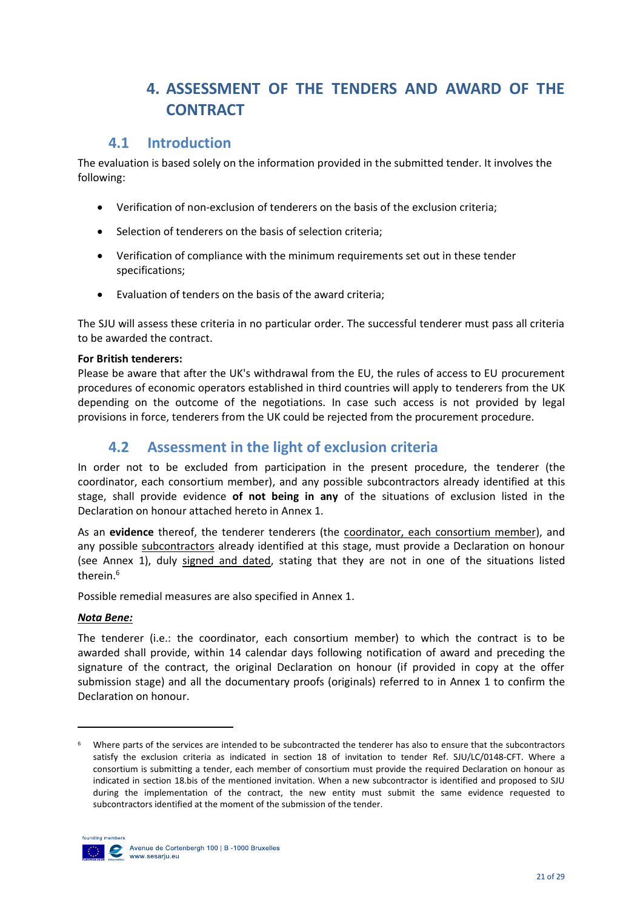# 4. ASSESSMENT OF THE TENDERS AND AWARD OF THE CONTRACT

## 4.1 Introduction

The evaluation is based solely on the information provided in the submitted tender. It involves the following:

- Verification of non-exclusion of tenderers on the basis of the exclusion criteria;
- Selection of tenderers on the basis of selection criteria;
- Verification of compliance with the minimum requirements set out in these tender specifications;
- Evaluation of tenders on the basis of the award criteria;

The SJU will assess these criteria in no particular order. The successful tenderer must pass all criteria to be awarded the contract.

**For British tenderers:**
Please be aware that after the UK's withdrawal from the EU, the rules of access to EU procurement procedures of economic operators established in third countries will apply to tenderers from the UK depending on the outcome of the negotiations. In case such access is not provided by legal provisions in force, tenderers from the UK could be rejected from the procurement procedure.

## 4.2 Assessment in the light of exclusion criteria

In order not to be excluded from participation in the present procedure, the tenderer (the coordinator, each consortium member), and any possible subcontractors already identified at this stage, shall provide evidence **of not being in any** of the situations of exclusion listed in the Declaration on honour attached hereto in Annex 1.

As an **evidence** thereof, the tenderer tenderers (the coordinator, each consortium member), and any possible subcontractors already identified at this stage, must provide a Declaration on honour (see Annex 1), duly signed and dated, stating that they are not in one of the situations listed therein.[6]

Possible remedial measures are also specified in Annex 1.

***Nota Bene:***

The tenderer (i.e.: the coordinator, each consortium member) to which the contract is to be awarded shall provide, within 14 calendar days following notification of award and preceding the signature of the contract, the original Declaration on honour (if provided in copy at the offer submission stage) and all the documentary proofs (originals) referred to in Annex 1 to confirm the Declaration on honour.

---

[6] Where parts of the services are intended to be subcontracted the tenderer has also to ensure that the subcontractors satisfy the exclusion criteria as indicated in section 18 of invitation to tender Ref. SJU/LC/0148-CFT. Where a consortium is submitting a tender, each member of consortium must provide the required Declaration on honour as indicated in section 18.bis of the mentioned invitation. When a new subcontractor is identified and proposed to SJU during the implementation of the contract, the new entity must submit the same evidence requested to subcontractors identified at the moment of the submission of the tender.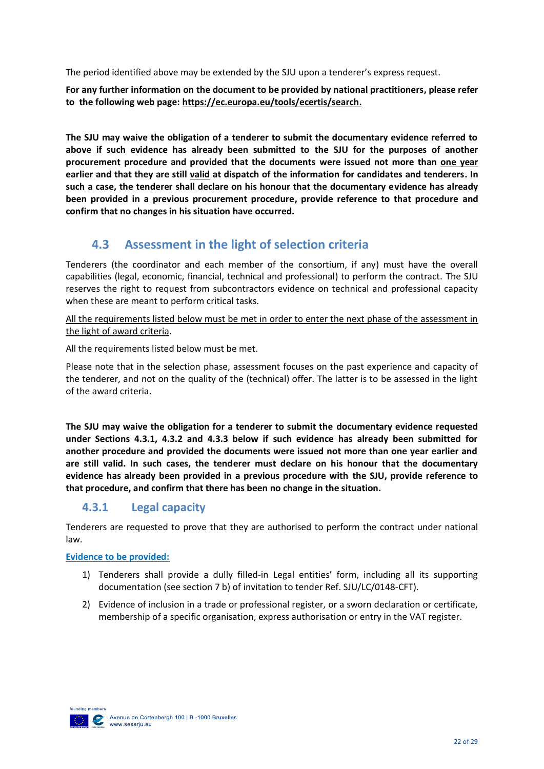The period identified above may be extended by the SJU upon a tenderer's express request.

**For any further information on the document to be provided by national practitioners, please refer to the following web page: https://ec.europa.eu/tools/ecertis/search.**

**The SJU may waive the obligation of a tenderer to submit the documentary evidence referred to above if such evidence has already been submitted to the SJU for the purposes of another procurement procedure and provided that the documents were issued not more than <u>one year</u> earlier and that they are still <u>valid</u> at dispatch of the information for candidates and tenderers. In such a case, the tenderer shall declare on his honour that the documentary evidence has already been provided in a previous procurement procedure, provide reference to that procedure and confirm that no changes in his situation have occurred.**

## 4.3 Assessment in the light of selection criteria

Tenderers (the coordinator and each member of the consortium, if any) must have the overall capabilities (legal, economic, financial, technical and professional) to perform the contract. The SJU reserves the right to request from subcontractors evidence on technical and professional capacity when these are meant to perform critical tasks.

<u>All the requirements listed below must be met in order to enter the next phase of the assessment in the light of award criteria</u>.

All the requirements listed below must be met.

Please note that in the selection phase, assessment focuses on the past experience and capacity of the tenderer, and not on the quality of the (technical) offer. The latter is to be assessed in the light of the award criteria.

**The SJU may waive the obligation for a tenderer to submit the documentary evidence requested under Sections 4.3.1, 4.3.2 and 4.3.3 below if such evidence has already been submitted for another procedure and provided the documents were issued not more than one year earlier and are still valid. In such cases, the tenderer must declare on his honour that the documentary evidence has already been provided in a previous procedure with the SJU, provide reference to that procedure, and confirm that there has been no change in the situation.**

### 4.3.1 Legal capacity

Tenderers are requested to prove that they are authorised to perform the contract under national law.

**<u>Evidence to be provided:</u>**

1) Tenderers shall provide a dully filled-in Legal entities' form, including all its supporting documentation (see section 7 b) of invitation to tender Ref. SJU/LC/0148-CFT).
2) Evidence of inclusion in a trade or professional register, or a sworn declaration or certificate, membership of a specific organisation, express authorisation or entry in the VAT register.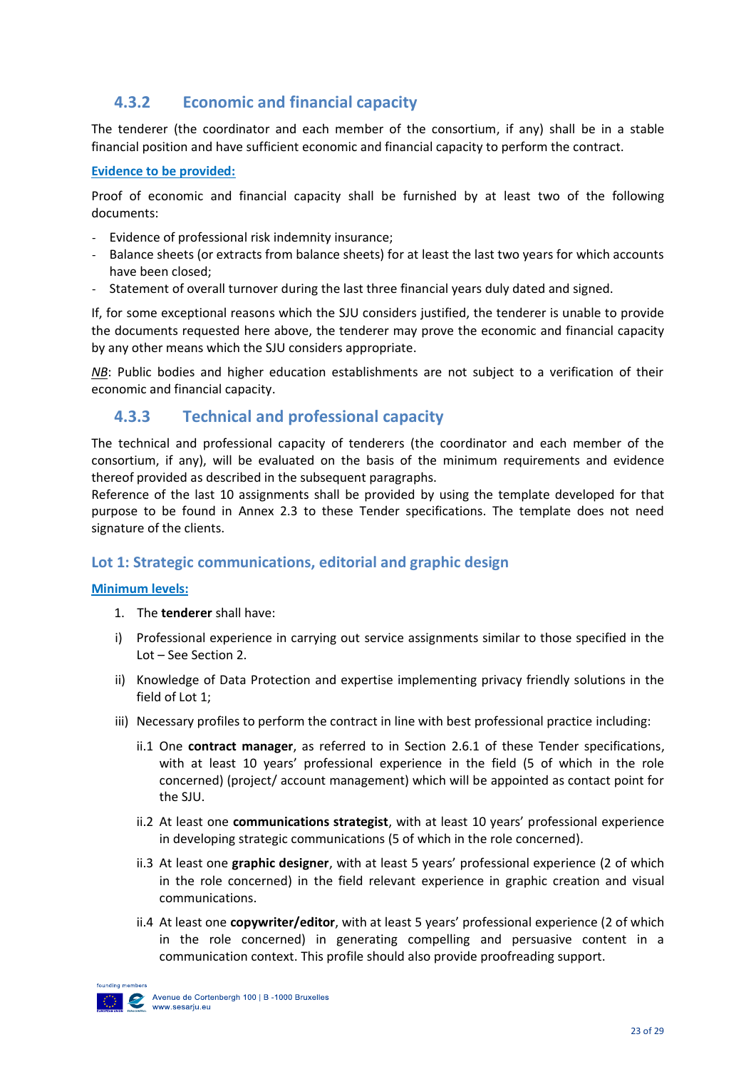### 4.3.2 Economic and financial capacity

The tenderer (the coordinator and each member of the consortium, if any) shall be in a stable financial position and have sufficient economic and financial capacity to perform the contract.

**Evidence to be provided:**

Proof of economic and financial capacity shall be furnished by at least two of the following documents:

- Evidence of professional risk indemnity insurance;
- Balance sheets (or extracts from balance sheets) for at least the last two years for which accounts have been closed;
- Statement of overall turnover during the last three financial years duly dated and signed.

If, for some exceptional reasons which the SJU considers justified, the tenderer is unable to provide the documents requested here above, the tenderer may prove the economic and financial capacity by any other means which the SJU considers appropriate.

*NB*: Public bodies and higher education establishments are not subject to a verification of their economic and financial capacity.

### 4.3.3 Technical and professional capacity

The technical and professional capacity of tenderers (the coordinator and each member of the consortium, if any), will be evaluated on the basis of the minimum requirements and evidence thereof provided as described in the subsequent paragraphs.
Reference of the last 10 assignments shall be provided by using the template developed for that purpose to be found in Annex 2.3 to these Tender specifications. The template does not need signature of the clients.

#### Lot 1: Strategic communications, editorial and graphic design

**Minimum levels:**

1. The **tenderer** shall have:

i) Professional experience in carrying out service assignments similar to those specified in the Lot – See Section 2.

ii) Knowledge of Data Protection and expertise implementing privacy friendly solutions in the field of Lot 1;

iii) Necessary profiles to perform the contract in line with best professional practice including:

ii.1 One **contract manager**, as referred to in Section 2.6.1 of these Tender specifications, with at least 10 years' professional experience in the field (5 of which in the role concerned) (project/ account management) which will be appointed as contact point for the SJU.

ii.2 At least one **communications strategist**, with at least 10 years' professional experience in developing strategic communications (5 of which in the role concerned).

ii.3 At least one **graphic designer**, with at least 5 years' professional experience (2 of which in the role concerned) in the field relevant experience in graphic creation and visual communications.

ii.4 At least one **copywriter/editor**, with at least 5 years' professional experience (2 of which in the role concerned) in generating compelling and persuasive content in a communication context. This profile should also provide proofreading support.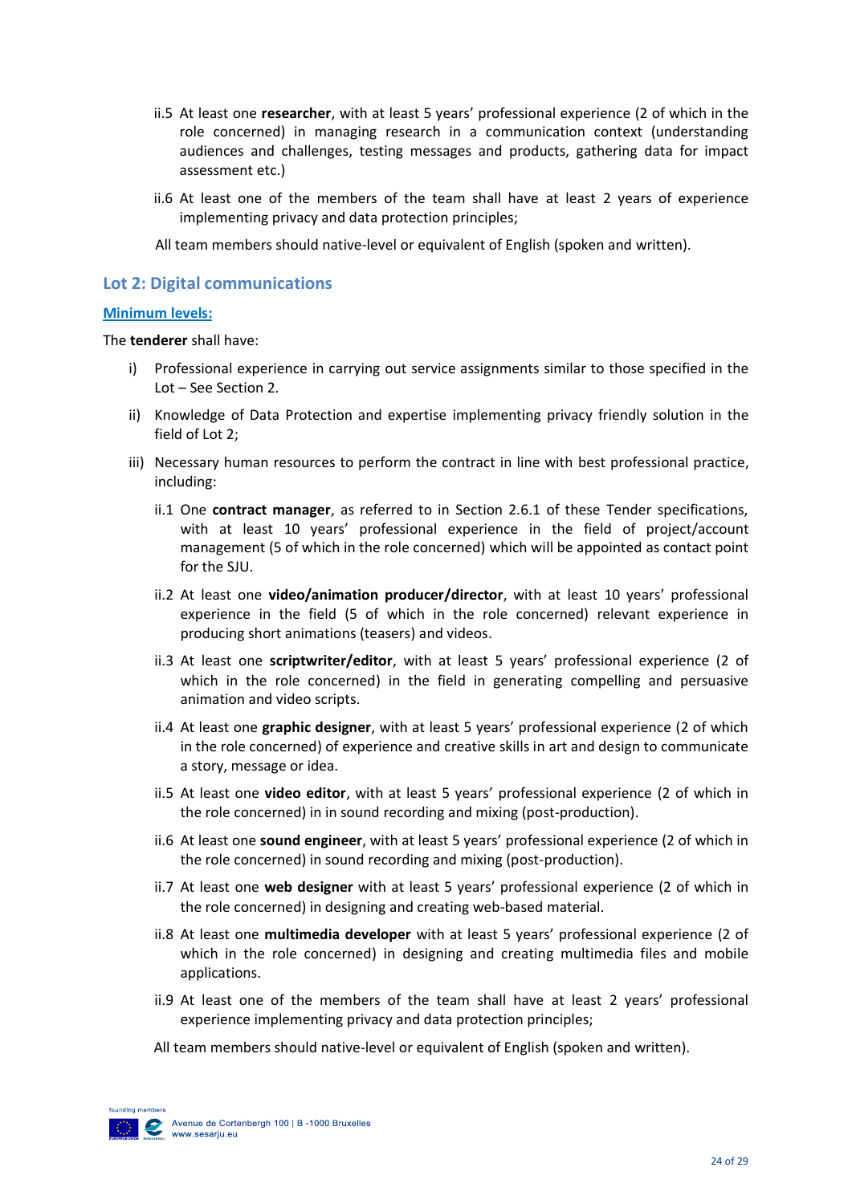ii.5 At least one **researcher**, with at least 5 years' professional experience (2 of which in the role concerned) in managing research in a communication context (understanding audiences and challenges, testing messages and products, gathering data for impact assessment etc.)

ii.6 At least one of the members of the team shall have at least 2 years of experience implementing privacy and data protection principles;

All team members should native-level or equivalent of English (spoken and written).

## Lot 2: Digital communications

**Minimum levels:**

The **tenderer** shall have:

i) Professional experience in carrying out service assignments similar to those specified in the Lot – See Section 2.

ii) Knowledge of Data Protection and expertise implementing privacy friendly solution in the field of Lot 2;

iii) Necessary human resources to perform the contract in line with best professional practice, including:

ii.1 One **contract manager**, as referred to in Section 2.6.1 of these Tender specifications, with at least 10 years' professional experience in the field of project/account management (5 of which in the role concerned) which will be appointed as contact point for the SJU.

ii.2 At least one **video/animation producer/director**, with at least 10 years' professional experience in the field (5 of which in the role concerned) relevant experience in producing short animations (teasers) and videos.

ii.3 At least one **scriptwriter/editor**, with at least 5 years' professional experience (2 of which in the role concerned) in the field in generating compelling and persuasive animation and video scripts.

ii.4 At least one **graphic designer**, with at least 5 years' professional experience (2 of which in the role concerned) of experience and creative skills in art and design to communicate a story, message or idea.

ii.5 At least one **video editor**, with at least 5 years' professional experience (2 of which in the role concerned) in in sound recording and mixing (post-production).

ii.6 At least one **sound engineer**, with at least 5 years' professional experience (2 of which in the role concerned) in sound recording and mixing (post-production).

ii.7 At least one **web designer** with at least 5 years' professional experience (2 of which in the role concerned) in designing and creating web-based material.

ii.8 At least one **multimedia developer** with at least 5 years' professional experience (2 of which in the role concerned) in designing and creating multimedia files and mobile applications.

ii.9 At least one of the members of the team shall have at least 2 years' professional experience implementing privacy and data protection principles;

All team members should native-level or equivalent of English (spoken and written).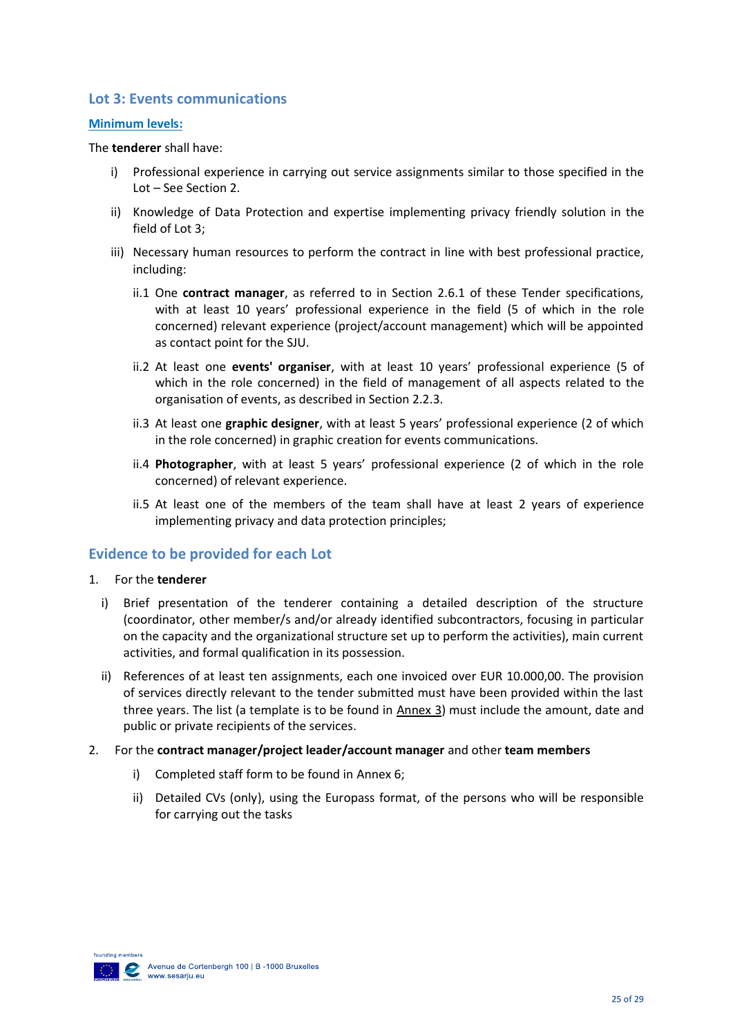## Lot 3: Events communications

**Minimum levels:**

The **tenderer** shall have:

i) Professional experience in carrying out service assignments similar to those specified in the Lot – See Section 2.

ii) Knowledge of Data Protection and expertise implementing privacy friendly solution in the field of Lot 3;

iii) Necessary human resources to perform the contract in line with best professional practice, including:

   ii.1 One **contract manager**, as referred to in Section 2.6.1 of these Tender specifications, with at least 10 years' professional experience in the field (5 of which in the role concerned) relevant experience (project/account management) which will be appointed as contact point for the SJU.

   ii.2 At least one **events' organiser**, with at least 10 years' professional experience (5 of which in the role concerned) in the field of management of all aspects related to the organisation of events, as described in Section 2.2.3.

   ii.3 At least one **graphic designer**, with at least 5 years' professional experience (2 of which in the role concerned) in graphic creation for events communications.

   ii.4 **Photographer**, with at least 5 years' professional experience (2 of which in the role concerned) of relevant experience.

   ii.5 At least one of the members of the team shall have at least 2 years of experience implementing privacy and data protection principles;

## Evidence to be provided for each Lot

1. For the **tenderer**

   i) Brief presentation of the tenderer containing a detailed description of the structure (coordinator, other member/s and/or already identified subcontractors, focusing in particular on the capacity and the organizational structure set up to perform the activities), main current activities, and formal qualification in its possession.

   ii) References of at least ten assignments, each one invoiced over EUR 10.000,00. The provision of services directly relevant to the tender submitted must have been provided within the last three years. The list (a template is to be found in Annex 3) must include the amount, date and public or private recipients of the services.

2. For the **contract manager/project leader/account manager** and other **team members**

   i) Completed staff form to be found in Annex 6;

   ii) Detailed CVs (only), using the Europass format, of the persons who will be responsible for carrying out the tasks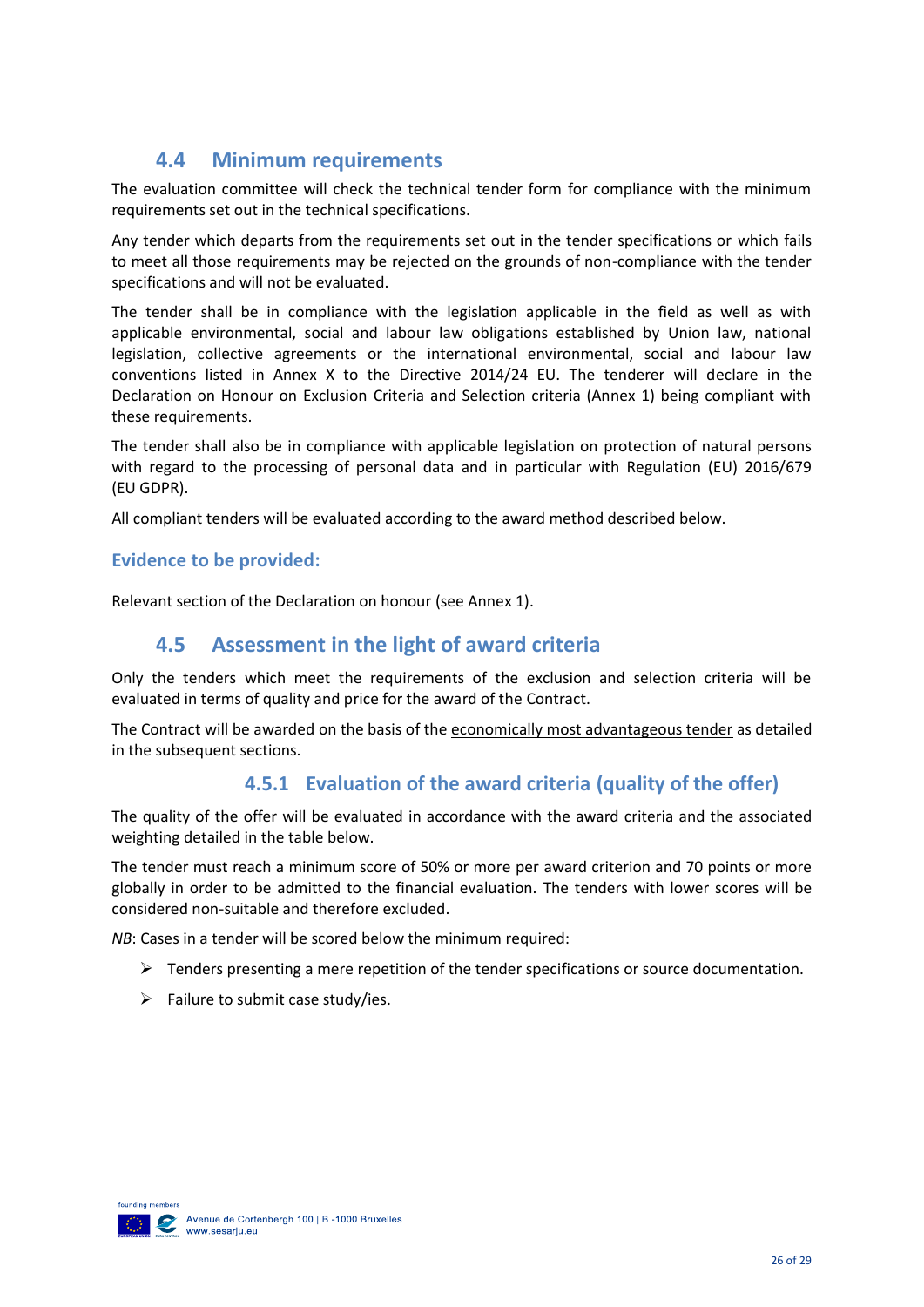## 4.4 Minimum requirements

The evaluation committee will check the technical tender form for compliance with the minimum requirements set out in the technical specifications.

Any tender which departs from the requirements set out in the tender specifications or which fails to meet all those requirements may be rejected on the grounds of non-compliance with the tender specifications and will not be evaluated.

The tender shall be in compliance with the legislation applicable in the field as well as with applicable environmental, social and labour law obligations established by Union law, national legislation, collective agreements or the international environmental, social and labour law conventions listed in Annex X to the Directive 2014/24 EU. The tenderer will declare in the Declaration on Honour on Exclusion Criteria and Selection criteria (Annex 1) being compliant with these requirements.

The tender shall also be in compliance with applicable legislation on protection of natural persons with regard to the processing of personal data and in particular with Regulation (EU) 2016/679 (EU GDPR).

All compliant tenders will be evaluated according to the award method described below.

### Evidence to be provided:

Relevant section of the Declaration on honour (see Annex 1).

## 4.5 Assessment in the light of award criteria

Only the tenders which meet the requirements of the exclusion and selection criteria will be evaluated in terms of quality and price for the award of the Contract.

The Contract will be awarded on the basis of the economically most advantageous tender as detailed in the subsequent sections.

### 4.5.1 Evaluation of the award criteria (quality of the offer)

The quality of the offer will be evaluated in accordance with the award criteria and the associated weighting detailed in the table below.

The tender must reach a minimum score of 50% or more per award criterion and 70 points or more globally in order to be admitted to the financial evaluation. The tenders with lower scores will be considered non-suitable and therefore excluded.

*NB*: Cases in a tender will be scored below the minimum required:

- Tenders presenting a mere repetition of the tender specifications or source documentation.
- Failure to submit case study/ies.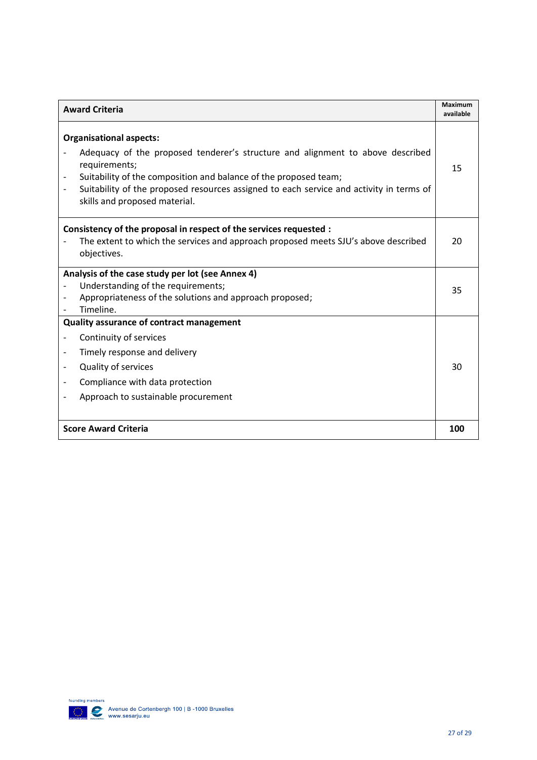| Award Criteria | Maximum available |
|---|---|
| **Organisational aspects:**<br>- Adequacy of the proposed tenderer's structure and alignment to above described requirements;<br>- Suitability of the composition and balance of the proposed team;<br>- Suitability of the proposed resources assigned to each service and activity in terms of skills and proposed material. | 15 |
| **Consistency of the proposal in respect of the services requested :**<br>- The extent to which the services and approach proposed meets SJU's above described objectives. | 20 |
| **Analysis of the case study per lot (see Annex 4)**<br>- Understanding of the requirements;<br>- Appropriateness of the solutions and approach proposed;<br>- Timeline. | 35 |
| **Quality assurance of contract management**<br>- Continuity of services<br>- Timely response and delivery<br>- Quality of services<br>- Compliance with data protection<br>- Approach to sustainable procurement | 30 |
| **Score Award Criteria** | **100** |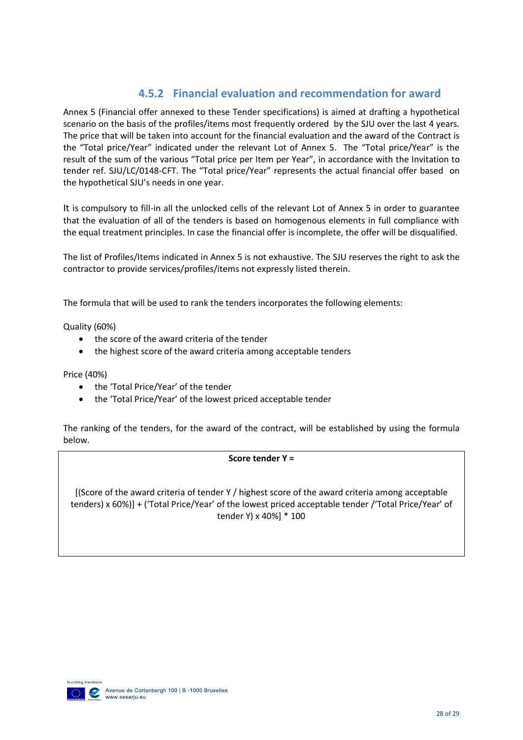### 4.5.2 Financial evaluation and recommendation for award

Annex 5 (Financial offer annexed to these Tender specifications) is aimed at drafting a hypothetical scenario on the basis of the profiles/items most frequently ordered by the SJU over the last 4 years. The price that will be taken into account for the financial evaluation and the award of the Contract is the "Total price/Year" indicated under the relevant Lot of Annex 5. The "Total price/Year" is the result of the sum of the various "Total price per Item per Year", in accordance with the Invitation to tender ref. SJU/LC/0148-CFT. The "Total price/Year" represents the actual financial offer based on the hypothetical SJU's needs in one year.

It is compulsory to fill-in all the unlocked cells of the relevant Lot of Annex 5 in order to guarantee that the evaluation of all of the tenders is based on homogenous elements in full compliance with the equal treatment principles. In case the financial offer is incomplete, the offer will be disqualified.

The list of Profiles/Items indicated in Annex 5 is not exhaustive. The SJU reserves the right to ask the contractor to provide services/profiles/items not expressly listed therein.

The formula that will be used to rank the tenders incorporates the following elements:

Quality (60%)

- the score of the award criteria of the tender
- the highest score of the award criteria among acceptable tenders

Price (40%)

- the 'Total Price/Year' of the tender
- the 'Total Price/Year' of the lowest priced acceptable tender

The ranking of the tenders, for the award of the contract, will be established by using the formula below.

**Score tender Y =**

[(Score of the award criteria of tender Y / highest score of the award criteria among acceptable tenders) x 60%)] + ('Total Price/Year' of the lowest priced acceptable tender /'Total Price/Year' of tender Y) x 40%] * 100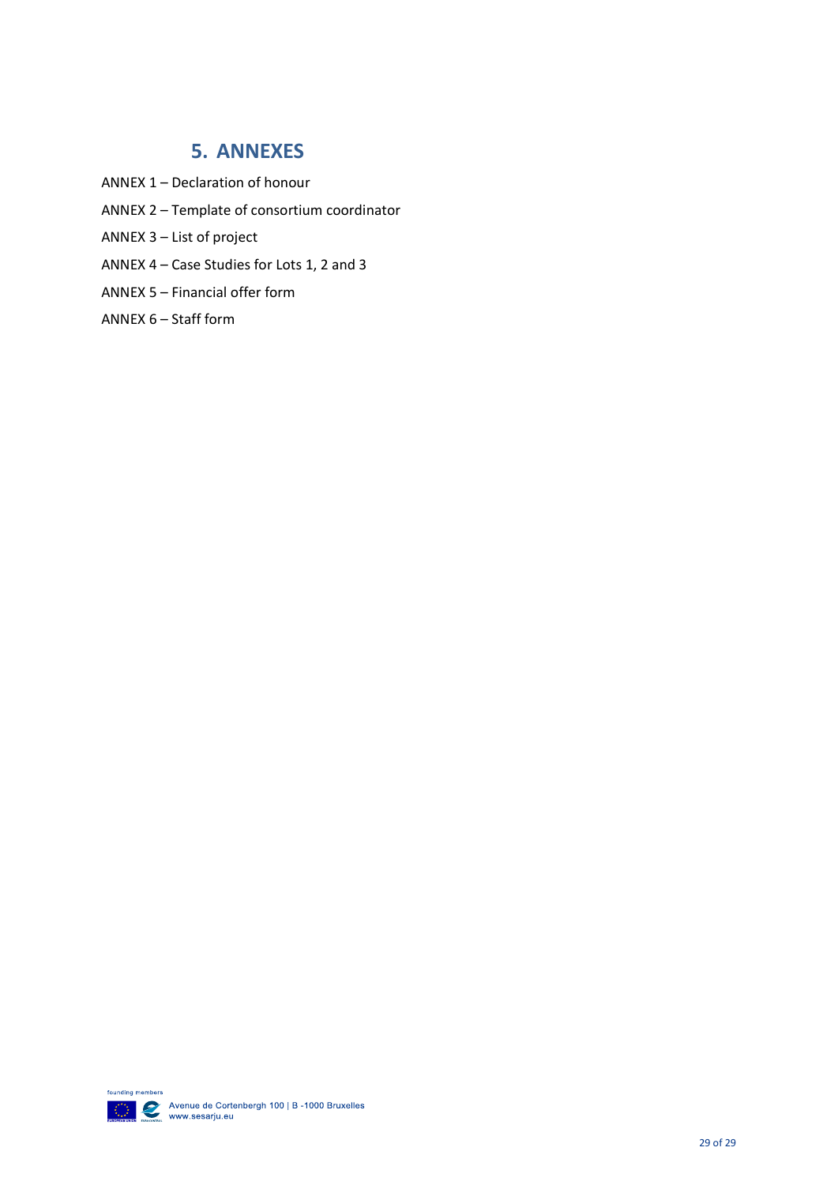# 5. ANNEXES

ANNEX 1 – Declaration of honour

ANNEX 2 – Template of consortium coordinator

ANNEX 3 – List of project

ANNEX 4 – Case Studies for Lots 1, 2 and 3

ANNEX 5 – Financial offer form

ANNEX 6 – Staff form